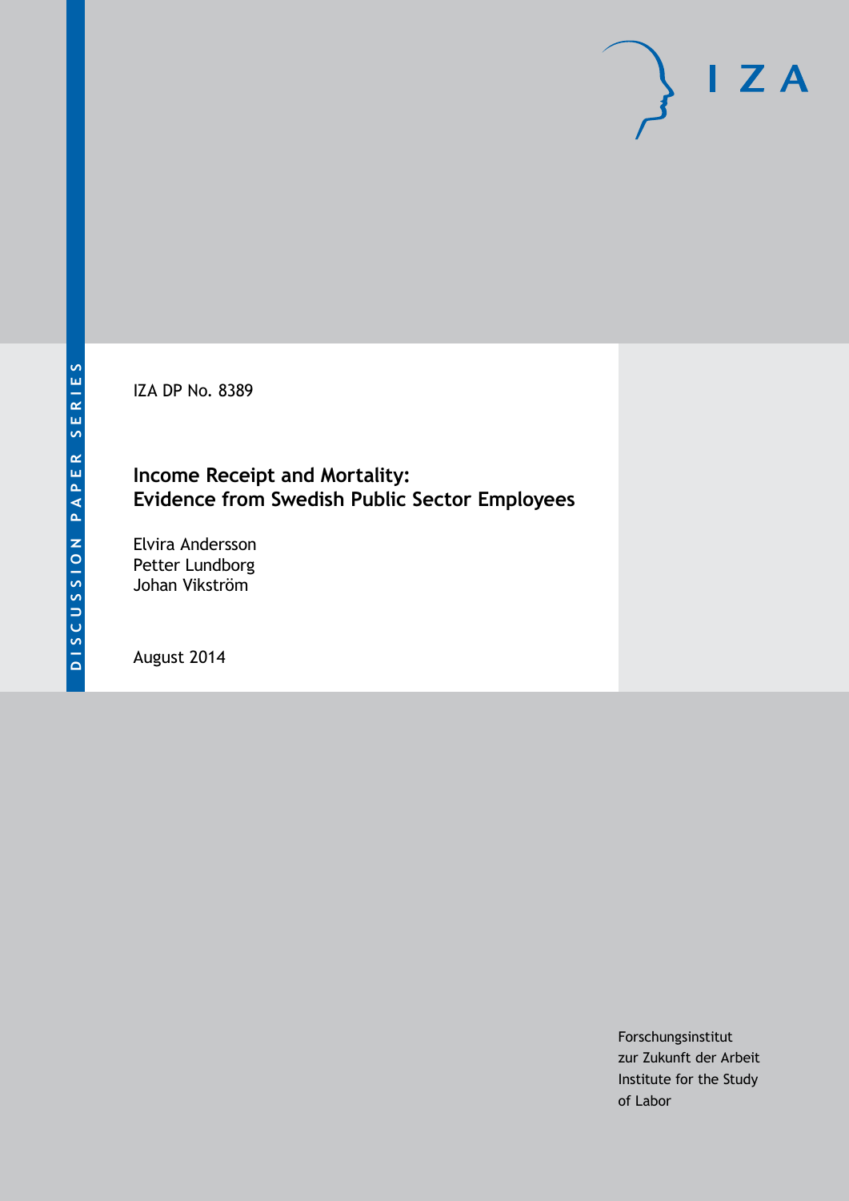DISCUSSION PAPER SERIES

IZA

IZA DP No. 8389

# Income Receipt and Mortality: Evidence from Swedish Public Sector Employees

Elvira Andersson
Petter Lundborg
Johan Vikström

August 2014

Forschungsinstitut
zur Zukunft der Arbeit
Institute for the Study
of Labor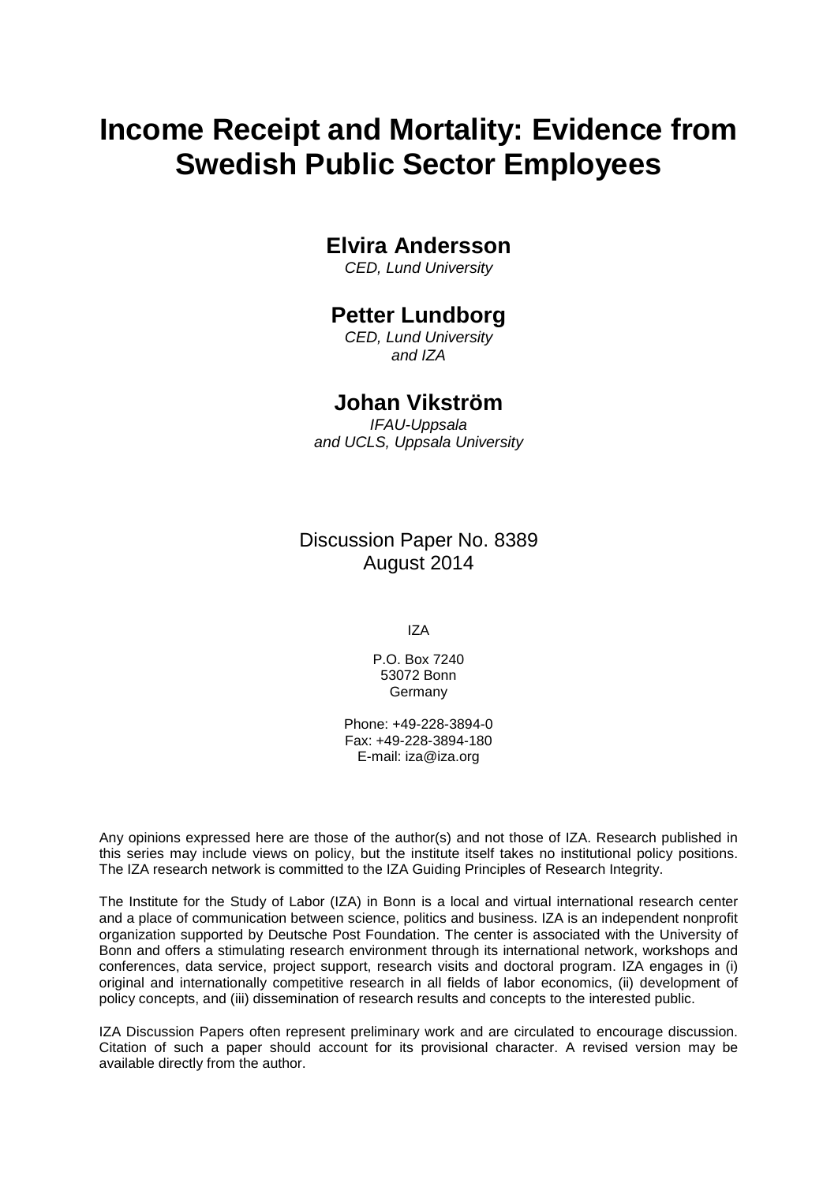# Income Receipt and Mortality: Evidence from Swedish Public Sector Employees

## Elvira Andersson

*CED, Lund University*

## Petter Lundborg

*CED, Lund University and IZA*

## Johan Vikström

*IFAU-Uppsala and UCLS, Uppsala University*

Discussion Paper No. 8389
August 2014

IZA

P.O. Box 7240
53072 Bonn
Germany

Phone: +49-228-3894-0
Fax: +49-228-3894-180
E-mail: iza@iza.org

Any opinions expressed here are those of the author(s) and not those of IZA. Research published in this series may include views on policy, but the institute itself takes no institutional policy positions. The IZA research network is committed to the IZA Guiding Principles of Research Integrity.

The Institute for the Study of Labor (IZA) in Bonn is a local and virtual international research center and a place of communication between science, politics and business. IZA is an independent nonprofit organization supported by Deutsche Post Foundation. The center is associated with the University of Bonn and offers a stimulating research environment through its international network, workshops and conferences, data service, project support, research visits and doctoral program. IZA engages in (i) original and internationally competitive research in all fields of labor economics, (ii) development of policy concepts, and (iii) dissemination of research results and concepts to the interested public.

IZA Discussion Papers often represent preliminary work and are circulated to encourage discussion. Citation of such a paper should account for its provisional character. A revised version may be available directly from the author.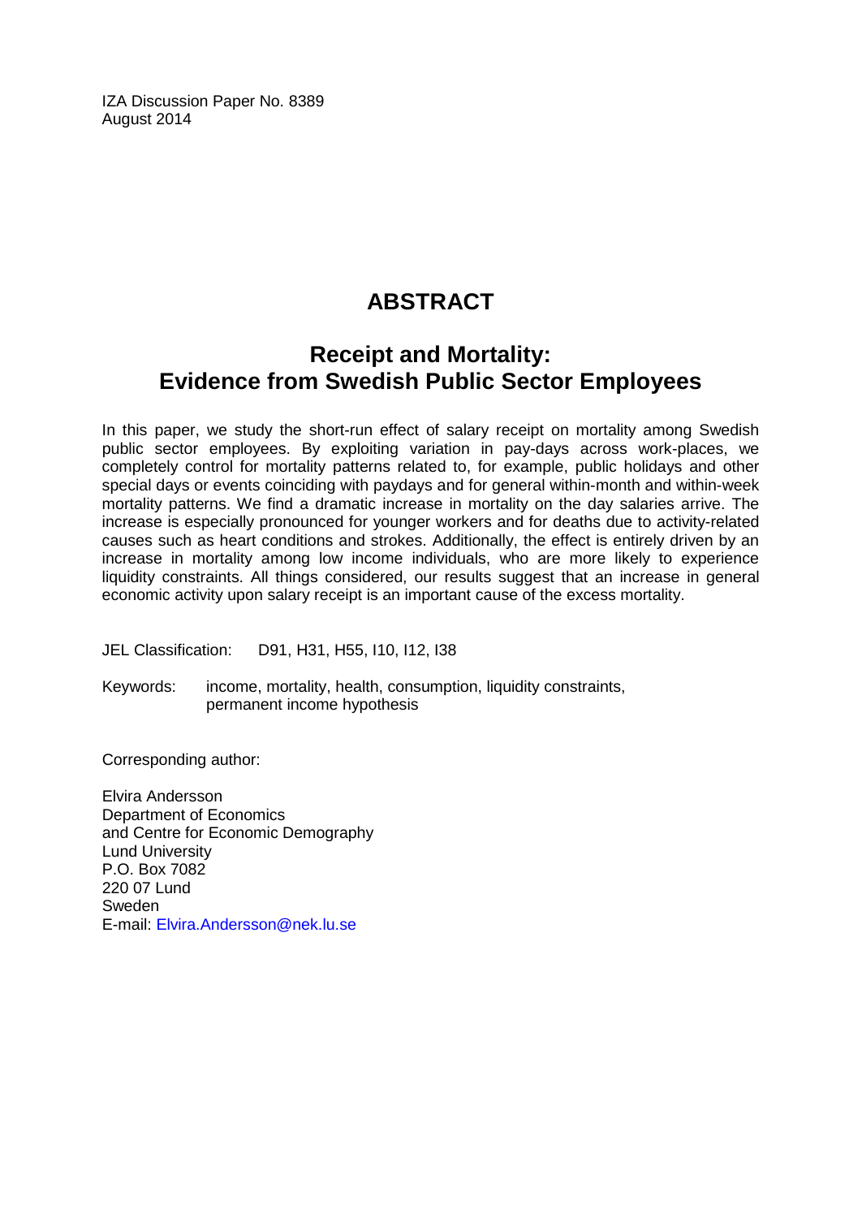IZA Discussion Paper No. 8389
August 2014

# ABSTRACT

## Receipt and Mortality: Evidence from Swedish Public Sector Employees

In this paper, we study the short-run effect of salary receipt on mortality among Swedish public sector employees. By exploiting variation in pay-days across work-places, we completely control for mortality patterns related to, for example, public holidays and other special days or events coinciding with paydays and for general within-month and within-week mortality patterns. We find a dramatic increase in mortality on the day salaries arrive. The increase is especially pronounced for younger workers and for deaths due to activity-related causes such as heart conditions and strokes. Additionally, the effect is entirely driven by an increase in mortality among low income individuals, who are more likely to experience liquidity constraints. All things considered, our results suggest that an increase in general economic activity upon salary receipt is an important cause of the excess mortality.

JEL Classification: D91, H31, H55, I10, I12, I38

Keywords: income, mortality, health, consumption, liquidity constraints, permanent income hypothesis

Corresponding author:

Elvira Andersson
Department of Economics
and Centre for Economic Demography
Lund University
P.O. Box 7082
220 07 Lund
Sweden
E-mail: Elvira.Andersson@nek.lu.se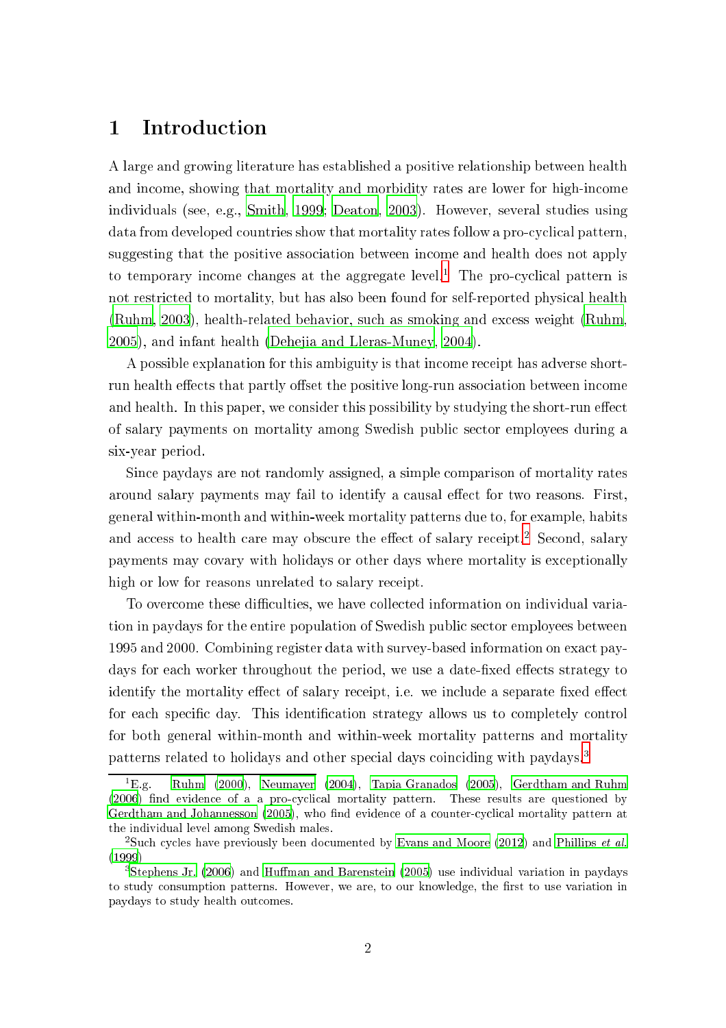# 1 Introduction

A large and growing literature has established a positive relationship between health and income, showing that mortality and morbidity rates are lower for high-income individuals (see, e.g., Smith, 1999; Deaton, 2003). However, several studies using data from developed countries show that mortality rates follow a pro-cyclical pattern, suggesting that the positive association between income and health does not apply to temporary income changes at the aggregate level.[1] The pro-cyclical pattern is not restricted to mortality, but has also been found for self-reported physical health (Ruhm, 2003), health-related behavior, such as smoking and excess weight (Ruhm, 2005), and infant health (Dehejia and Lleras-Muney, 2004).

A possible explanation for this ambiguity is that income receipt has adverse short-run health effects that partly offset the positive long-run association between income and health. In this paper, we consider this possibility by studying the short-run effect of salary payments on mortality among Swedish public sector employees during a six-year period.

Since paydays are not randomly assigned, a simple comparison of mortality rates around salary payments may fail to identify a causal effect for two reasons. First, general within-month and within-week mortality patterns due to, for example, habits and access to health care may obscure the effect of salary receipt.[2] Second, salary payments may covary with holidays or other days where mortality is exceptionally high or low for reasons unrelated to salary receipt.

To overcome these difficulties, we have collected information on individual variation in paydays for the entire population of Swedish public sector employees between 1995 and 2000. Combining register data with survey-based information on exact paydays for each worker throughout the period, we use a date-fixed effects strategy to identify the mortality effect of salary receipt, i.e. we include a separate fixed effect for each specific day. This identification strategy allows us to completely control for both general within-month and within-week mortality patterns and mortality patterns related to holidays and other special days coinciding with paydays.[3]

[1] E.g. Ruhm (2000), Neumayer (2004), Tapia Granados (2005), Gerdtham and Ruhm (2006) find evidence of a a pro-cyclical mortality pattern. These results are questioned by Gerdtham and Johannesson (2005), who find evidence of a counter-cyclical mortality pattern at the individual level among Swedish males.

[2] Such cycles have previously been documented by Evans and Moore (2012) and Phillips *et al.* (1999)

[3] Stephens Jr. (2006) and Huffman and Barenstein (2005) use individual variation in paydays to study consumption patterns. However, we are, to our knowledge, the first to use variation in paydays to study health outcomes.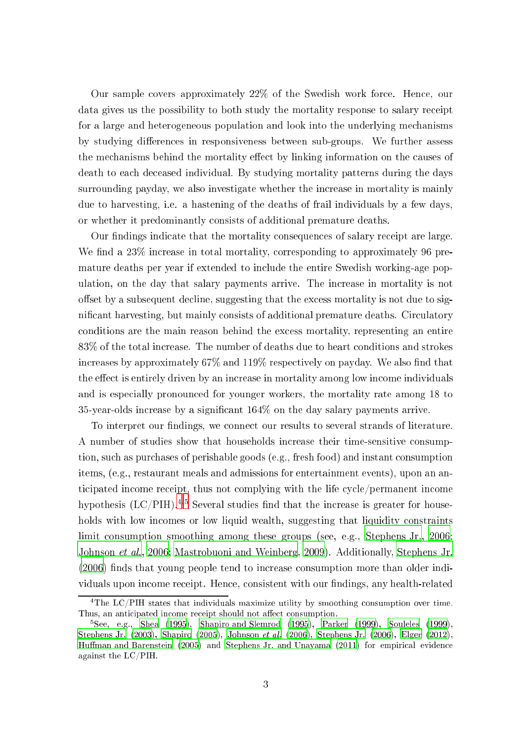Our sample covers approximately 22% of the Swedish work force. Hence, our data gives us the possibility to both study the mortality response to salary receipt for a large and heterogeneous population and look into the underlying mechanisms by studying differences in responsiveness between sub-groups. We further assess the mechanisms behind the mortality effect by linking information on the causes of death to each deceased individual. By studying mortality patterns during the days surrounding payday, we also investigate whether the increase in mortality is mainly due to harvesting, i.e. a hastening of the deaths of frail individuals by a few days, or whether it predominantly consists of additional premature deaths.

Our findings indicate that the mortality consequences of salary receipt are large. We find a 23% increase in total mortality, corresponding to approximately 96 premature deaths per year if extended to include the entire Swedish working-age population, on the day that salary payments arrive. The increase in mortality is not offset by a subsequent decline, suggesting that the excess mortality is not due to significant harvesting, but mainly consists of additional premature deaths. Circulatory conditions are the main reason behind the excess mortality, representing an entire 83% of the total increase. The number of deaths due to heart conditions and strokes increases by approximately 67% and 119% respectively on payday. We also find that the effect is entirely driven by an increase in mortality among low income individuals and is especially pronounced for younger workers, the mortality rate among 18 to 35-year-olds increase by a significant 164% on the day salary payments arrive.

To interpret our findings, we connect our results to several strands of literature. A number of studies show that households increase their time-sensitive consumption, such as purchases of perishable goods (e.g., fresh food) and instant consumption items, (e.g., restaurant meals and admissions for entertainment events), upon an anticipated income receipt, thus not complying with the life cycle/permanent income hypothesis (LC/PIH).[4][5] Several studies find that the increase is greater for households with low incomes or low liquid wealth, suggesting that liquidity constraints limit consumption smoothing among these groups (see, e.g., Stephens Jr., 2006; Johnson *et al.*, 2006; Mastrobuoni and Weinberg, 2009). Additionally, Stephens Jr. (2006) finds that young people tend to increase consumption more than older individuals upon income receipt. Hence, consistent with our findings, any health-related

[4] The LC/PIH states that individuals maximize utility by smoothing consumption over time. Thus, an anticipated income receipt should not affect consumption.

[5] See, e.g., Shea (1995), Shapiro and Slemrod (1995), Parker (1999), Souleles (1999), Stephens Jr. (2003), Shapiro (2005), Johnson *et al.* (2006), Stephens Jr. (2006), Elger (2012), Huffman and Barenstein (2005) and Stephens Jr. and Unayama (2011) for empirical evidence against the LC/PIH.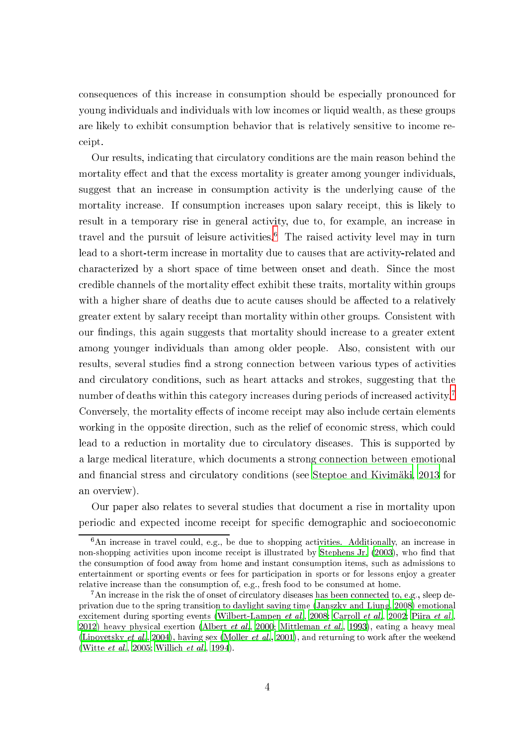consequences of this increase in consumption should be especially pronounced for young individuals and individuals with low incomes or liquid wealth, as these groups are likely to exhibit consumption behavior that is relatively sensitive to income receipt.

Our results, indicating that circulatory conditions are the main reason behind the mortality effect and that the excess mortality is greater among younger individuals, suggest that an increase in consumption activity is the underlying cause of the mortality increase. If consumption increases upon salary receipt, this is likely to result in a temporary rise in general activity, due to, for example, an increase in travel and the pursuit of leisure activities.[6] The raised activity level may in turn lead to a short-term increase in mortality due to causes that are activity-related and characterized by a short space of time between onset and death. Since the most credible channels of the mortality effect exhibit these traits, mortality within groups with a higher share of deaths due to acute causes should be affected to a relatively greater extent by salary receipt than mortality within other groups. Consistent with our findings, this again suggests that mortality should increase to a greater extent among younger individuals than among older people. Also, consistent with our results, several studies find a strong connection between various types of activities and circulatory conditions, such as heart attacks and strokes, suggesting that the number of deaths within this category increases during periods of increased activity.[7] Conversely, the mortality effects of income receipt may also include certain elements working in the opposite direction, such as the relief of economic stress, which could lead to a reduction in mortality due to circulatory diseases. This is supported by a large medical literature, which documents a strong connection between emotional and financial stress and circulatory conditions (see Steptoe and Kivimäki, 2013 for an overview).

Our paper also relates to several studies that document a rise in mortality upon periodic and expected income receipt for specific demographic and socioeconomic

[6] An increase in travel could, e.g., be due to shopping activities. Additionally, an increase in non-shopping activities upon income receipt is illustrated by Stephens Jr. (2003), who find that the consumption of food away from home and instant consumption items, such as admissions to entertainment or sporting events or fees for participation in sports or for lessons enjoy a greater relative increase than the consumption of, e.g., fresh food to be consumed at home.

[7] An increase in the risk the of onset of circulatory diseases has been connected to, e.g., sleep deprivation due to the spring transition to daylight saving time (Janszky and Ljung, 2008) emotional excitement during sporting events (Wilbert-Lampen *et al.*, 2008; Carroll *et al.*, 2002; Piira *et al.*, 2012) heavy physical exertion (Albert *et al.*, 2000; Mittleman *et al.*, 1993), eating a heavy meal (Lipovetsky *et al.*, 2004), having sex (Moller *et al.*, 2001), and returning to work after the weekend (Witte *et al.*, 2005; Willich *et al.*, 1994).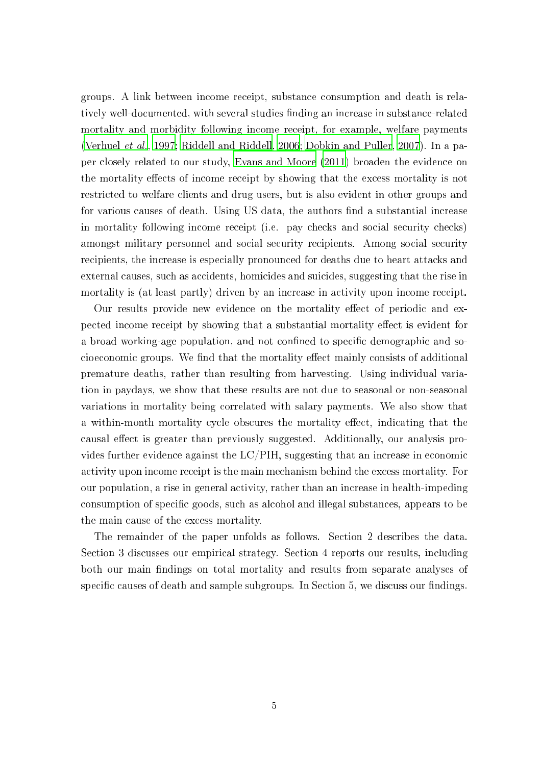groups. A link between income receipt, substance consumption and death is relatively well-documented, with several studies finding an increase in substance-related mortality and morbidity following income receipt, for example, welfare payments (Verhuel *et al.*, 1997; Riddell and Riddell, 2006; Dobkin and Puller, 2007). In a paper closely related to our study, Evans and Moore (2011) broaden the evidence on the mortality effects of income receipt by showing that the excess mortality is not restricted to welfare clients and drug users, but is also evident in other groups and for various causes of death. Using US data, the authors find a substantial increase in mortality following income receipt (i.e. pay checks and social security checks) amongst military personnel and social security recipients. Among social security recipients, the increase is especially pronounced for deaths due to heart attacks and external causes, such as accidents, homicides and suicides, suggesting that the rise in mortality is (at least partly) driven by an increase in activity upon income receipt.

Our results provide new evidence on the mortality effect of periodic and expected income receipt by showing that a substantial mortality effect is evident for a broad working-age population, and not confined to specific demographic and socioeconomic groups. We find that the mortality effect mainly consists of additional premature deaths, rather than resulting from harvesting. Using individual variation in paydays, we show that these results are not due to seasonal or non-seasonal variations in mortality being correlated with salary payments. We also show that a within-month mortality cycle obscures the mortality effect, indicating that the causal effect is greater than previously suggested. Additionally, our analysis provides further evidence against the LC/PIH, suggesting that an increase in economic activity upon income receipt is the main mechanism behind the excess mortality. For our population, a rise in general activity, rather than an increase in health-impeding consumption of specific goods, such as alcohol and illegal substances, appears to be the main cause of the excess mortality.

The remainder of the paper unfolds as follows. Section 2 describes the data. Section 3 discusses our empirical strategy. Section 4 reports our results, including both our main findings on total mortality and results from separate analyses of specific causes of death and sample subgroups. In Section 5, we discuss our findings.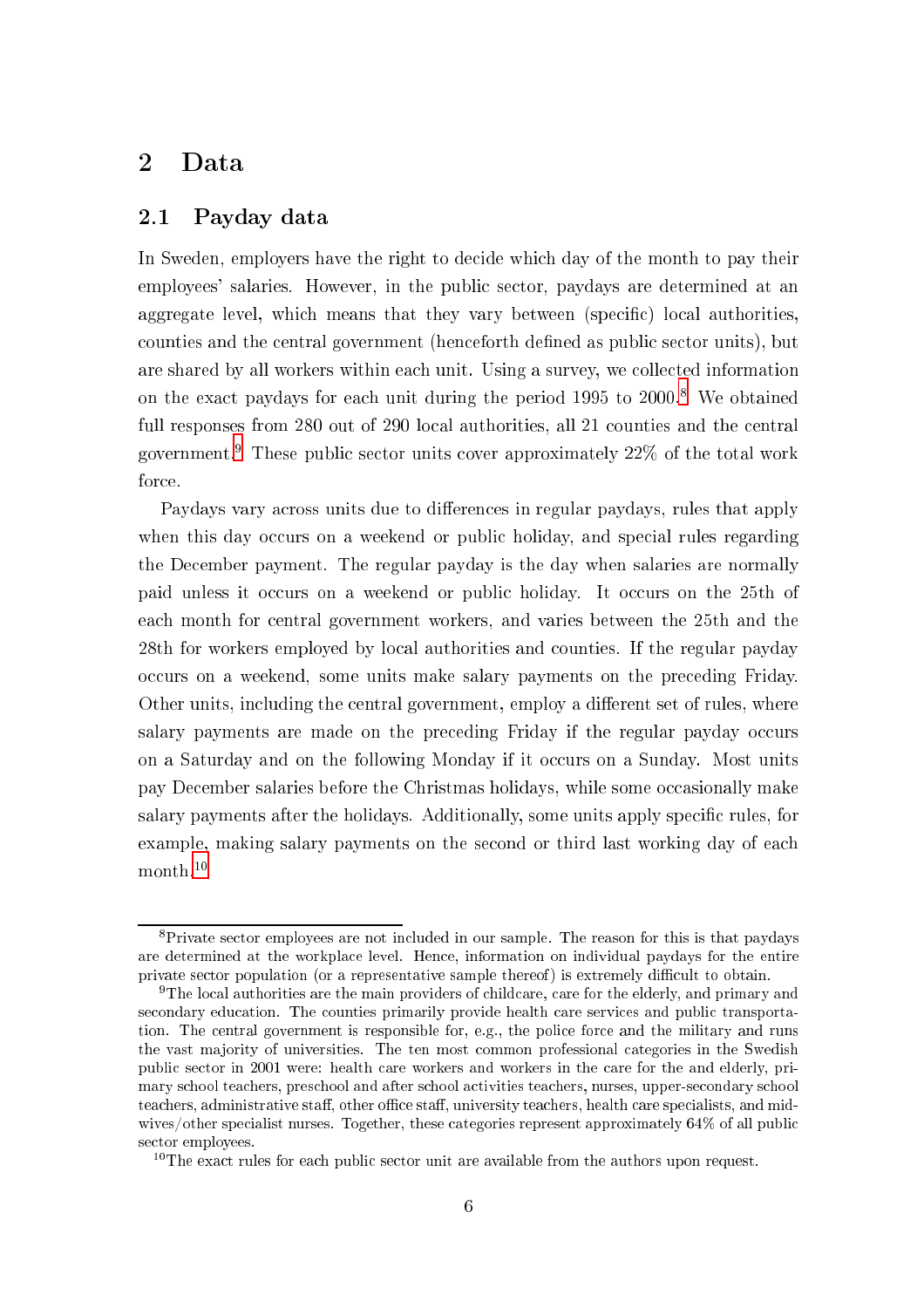## 2 Data

### 2.1 Payday data

In Sweden, employers have the right to decide which day of the month to pay their employees' salaries. However, in the public sector, paydays are determined at an aggregate level, which means that they vary between (specific) local authorities, counties and the central government (henceforth defined as public sector units), but are shared by all workers within each unit. Using a survey, we collected information on the exact paydays for each unit during the period 1995 to 2000.[8] We obtained full responses from 280 out of 290 local authorities, all 21 counties and the central government.[9] These public sector units cover approximately 22% of the total work force.

Paydays vary across units due to differences in regular paydays, rules that apply when this day occurs on a weekend or public holiday, and special rules regarding the December payment. The regular payday is the day when salaries are normally paid unless it occurs on a weekend or public holiday. It occurs on the 25th of each month for central government workers, and varies between the 25th and the 28th for workers employed by local authorities and counties. If the regular payday occurs on a weekend, some units make salary payments on the preceding Friday. Other units, including the central government, employ a different set of rules, where salary payments are made on the preceding Friday if the regular payday occurs on a Saturday and on the following Monday if it occurs on a Sunday. Most units pay December salaries before the Christmas holidays, while some occasionally make salary payments after the holidays. Additionally, some units apply specific rules, for example, making salary payments on the second or third last working day of each month.[10]

---

[8] Private sector employees are not included in our sample. The reason for this is that paydays are determined at the workplace level. Hence, information on individual paydays for the entire private sector population (or a representative sample thereof) is extremely difficult to obtain.

[9] The local authorities are the main providers of childcare, care for the elderly, and primary and secondary education. The counties primarily provide health care services and public transportation. The central government is responsible for, e.g., the police force and the military and runs the vast majority of universities. The ten most common professional categories in the Swedish public sector in 2001 were: health care workers and workers in the care for the and elderly, primary school teachers, preschool and after school activities teachers, nurses, upper-secondary school teachers, administrative staff, other office staff, university teachers, health care specialists, and midwives/other specialist nurses. Together, these categories represent approximately 64% of all public sector employees.

[10] The exact rules for each public sector unit are available from the authors upon request.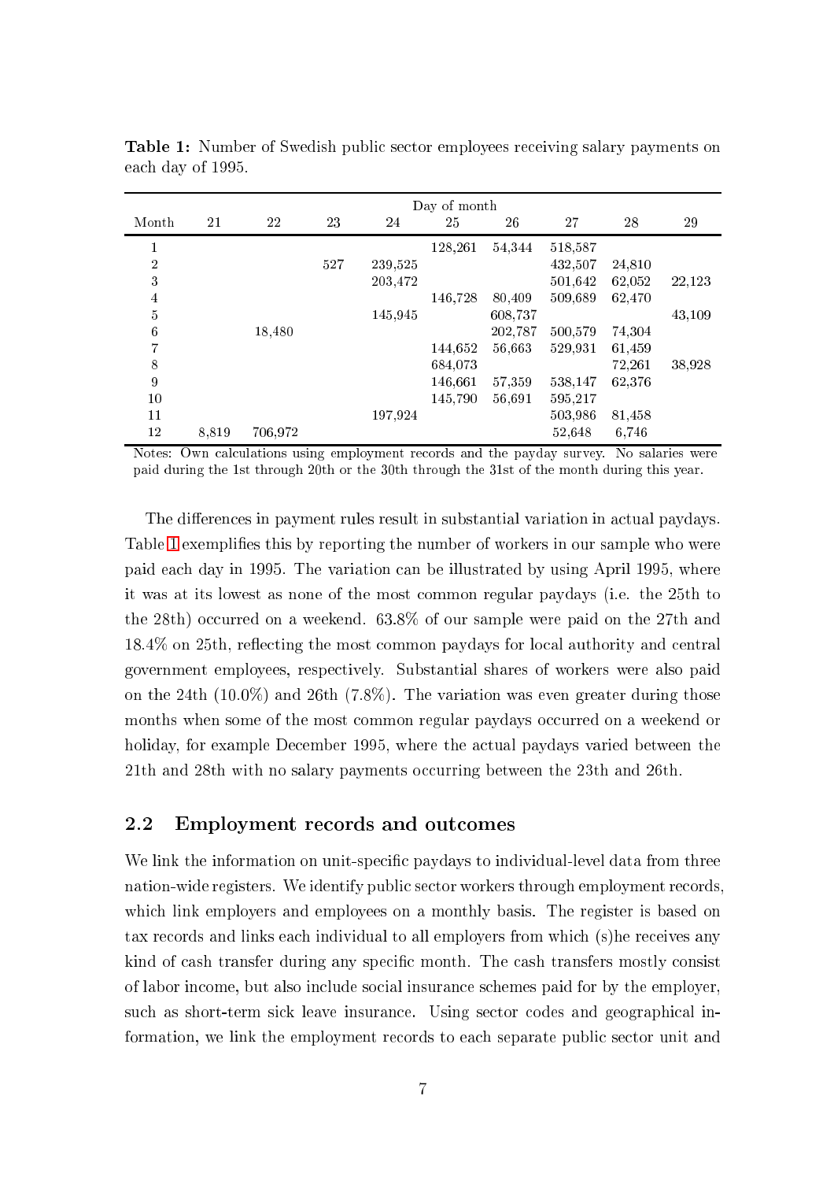**Table 1:** Number of Swedish public sector employees receiving salary payments on each day of 1995.

| | Day of month | | | | | | | | |
|---|---|---|---|---|---|---|---|---|---|
| Month | 21 | 22 | 23 | 24 | 25 | 26 | 27 | 28 | 29 |
| 1 | | | | | 128,261 | 54,344 | 518,587 | | |
| 2 | | | 527 | 239,525 | | | 432,507 | 24,810 | |
| 3 | | | | 203,472 | | | 501,642 | 62,052 | 22,123 |
| 4 | | | | | 146,728 | 80,409 | 509,689 | 62,470 | |
| 5 | | | | 145,945 | | 608,737 | | | 43,109 |
| 6 | | 18,480 | | | | 202,787 | 500,579 | 74,304 | |
| 7 | | | | | 144,652 | 56,663 | 529,931 | 61,459 | |
| 8 | | | | | 684,073 | | | 72,261 | 38,928 |
| 9 | | | | | 146,661 | 57,359 | 538,147 | 62,376 | |
| 10 | | | | | 145,790 | 56,691 | 595,217 | | |
| 11 | | | | 197,924 | | | 503,986 | 81,458 | |
| 12 | 8,819 | 706,972 | | | | | 52,648 | 6,746 | |

Notes: Own calculations using employment records and the payday survey. No salaries were paid during the 1st through 20th or the 30th through the 31st of the month during this year.

The differences in payment rules result in substantial variation in actual paydays. Table 1 exemplifies this by reporting the number of workers in our sample who were paid each day in 1995. The variation can be illustrated by using April 1995, where it was at its lowest as none of the most common regular paydays (i.e. the 25th to the 28th) occurred on a weekend. 63.8% of our sample were paid on the 27th and 18.4% on 25th, reflecting the most common paydays for local authority and central government employees, respectively. Substantial shares of workers were also paid on the 24th (10.0%) and 26th (7.8%). The variation was even greater during those months when some of the most common regular paydays occurred on a weekend or holiday, for example December 1995, where the actual paydays varied between the 21th and 28th with no salary payments occurring between the 23th and 26th.

## 2.2 Employment records and outcomes

We link the information on unit-specific paydays to individual-level data from three nation-wide registers. We identify public sector workers through employment records, which link employers and employees on a monthly basis. The register is based on tax records and links each individual to all employers from which (s)he receives any kind of cash transfer during any specific month. The cash transfers mostly consist of labor income, but also include social insurance schemes paid for by the employer, such as short-term sick leave insurance. Using sector codes and geographical information, we link the employment records to each separate public sector unit and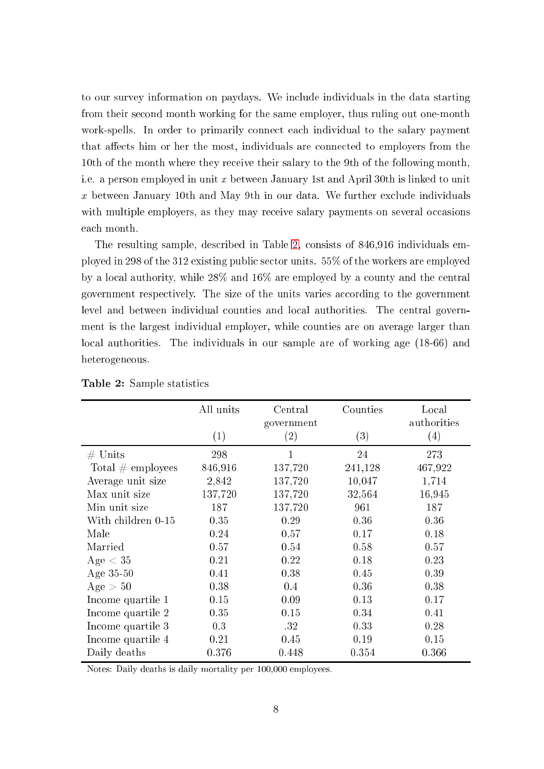to our survey information on paydays. We include individuals in the data starting from their second month working for the same employer, thus ruling out one-month work-spells. In order to primarily connect each individual to the salary payment that affects him or her the most, individuals are connected to employers from the 10th of the month where they receive their salary to the 9th of the following month, i.e. a person employed in unit $x$ between January 1st and April 30th is linked to unit $x$ between January 10th and May 9th in our data. We further exclude individuals with multiple employers, as they may receive salary payments on several occasions each month.

The resulting sample, described in Table 2, consists of 846,916 individuals employed in 298 of the 312 existing public sector units. 55% of the workers are employed by a local authority, while 28% and 16% are employed by a county and the central government respectively. The size of the units varies according to the government level and between individual counties and local authorities. The central government is the largest individual employer, while counties are on average larger than local authorities. The individuals in our sample are of working age (18-66) and heterogeneous.

**Table 2:** Sample statistics

| | All units (1) | Central government (2) | Counties (3) | Local authorities (4) |
|---|---|---|---|---|
| # Units | 298 | 1 | 24 | 273 |
| Total # employees | 846,916 | 137,720 | 241,128 | 467,922 |
| Average unit size | 2,842 | 137,720 | 10,047 | 1,714 |
| Max unit size | 137,720 | 137,720 | 32,564 | 16,945 |
| Min unit size | 187 | 137,720 | 961 | 187 |
| With children 0-15 | 0.35 | 0.29 | 0.36 | 0.36 |
| Male | 0.24 | 0.57 | 0.17 | 0.18 |
| Married | 0.57 | 0.54 | 0.58 | 0.57 |
| Age < 35 | 0.21 | 0.22 | 0.18 | 0.23 |
| Age 35-50 | 0.41 | 0.38 | 0.45 | 0.39 |
| Age > 50 | 0.38 | 0.4 | 0.36 | 0.38 |
| Income quartile 1 | 0.15 | 0.09 | 0.13 | 0.17 |
| Income quartile 2 | 0.35 | 0.15 | 0.34 | 0.41 |
| Income quartile 3 | 0.3 | .32 | 0.33 | 0.28 |
| Income quartile 4 | 0.21 | 0.45 | 0.19 | 0.15 |
| Daily deaths | 0.376 | 0.448 | 0.354 | 0.366 |

Notes: Daily deaths is daily mortality per 100,000 employees.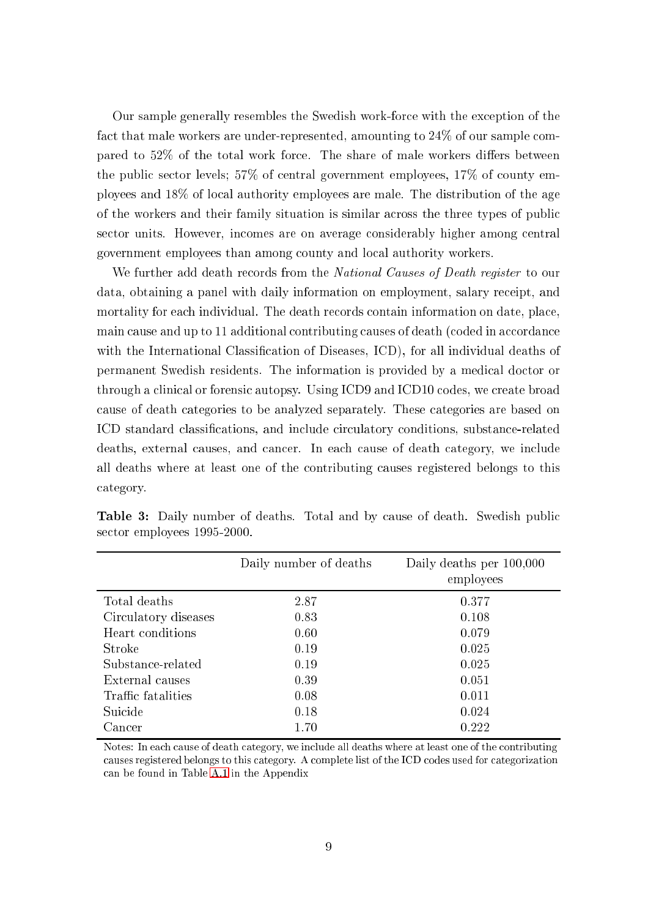Our sample generally resembles the Swedish work-force with the exception of the fact that male workers are under-represented, amounting to 24% of our sample compared to 52% of the total work force. The share of male workers differs between the public sector levels; 57% of central government employees, 17% of county employees and 18% of local authority employees are male. The distribution of the age of the workers and their family situation is similar across the three types of public sector units. However, incomes are on average considerably higher among central government employees than among county and local authority workers.

We further add death records from the *National Causes of Death register* to our data, obtaining a panel with daily information on employment, salary receipt, and mortality for each individual. The death records contain information on date, place, main cause and up to 11 additional contributing causes of death (coded in accordance with the International Classification of Diseases, ICD), for all individual deaths of permanent Swedish residents. The information is provided by a medical doctor or through a clinical or forensic autopsy. Using ICD9 and ICD10 codes, we create broad cause of death categories to be analyzed separately. These categories are based on ICD standard classifications, and include circulatory conditions, substance-related deaths, external causes, and cancer. In each cause of death category, we include all deaths where at least one of the contributing causes registered belongs to this category.

**Table 3:** Daily number of deaths. Total and by cause of death. Swedish public sector employees 1995-2000.

| | Daily number of deaths | Daily deaths per 100,000 employees |
|---|---|---|
| Total deaths | 2.87 | 0.377 |
| Circulatory diseases | 0.83 | 0.108 |
| Heart conditions | 0.60 | 0.079 |
| Stroke | 0.19 | 0.025 |
| Substance-related | 0.19 | 0.025 |
| External causes | 0.39 | 0.051 |
| Traffic fatalities | 0.08 | 0.011 |
| Suicide | 0.18 | 0.024 |
| Cancer | 1.70 | 0.222 |

Notes: In each cause of death category, we include all deaths where at least one of the contributing causes registered belongs to this category. A complete list of the ICD codes used for categorization can be found in Table A.1 in the Appendix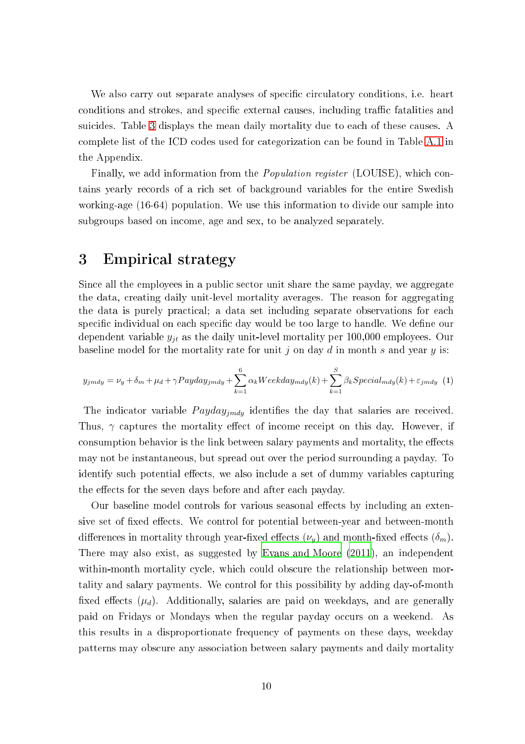We also carry out separate analyses of specific circulatory conditions, i.e. heart conditions and strokes, and specific external causes, including traffic fatalities and suicides. Table 3 displays the mean daily mortality due to each of these causes. A complete list of the ICD codes used for categorization can be found in Table A.1 in the Appendix.

Finally, we add information from the *Population register* (LOUISE), which contains yearly records of a rich set of background variables for the entire Swedish working-age (16-64) population. We use this information to divide our sample into subgroups based on income, age and sex, to be analyzed separately.

# 3 Empirical strategy

Since all the employees in a public sector unit share the same payday, we aggregate the data, creating daily unit-level mortality averages. The reason for aggregating the data is purely practical; a data set including separate observations for each specific individual on each specific day would be too large to handle. We define our dependent variable $y_{jt}$ as the daily unit-level mortality per 100,000 employees. Our baseline model for the mortality rate for unit $j$ on day $d$ in month $s$ and year $y$ is:

$$y_{jmdy} = \nu_y + \delta_m + \mu_d + \gamma Payday_{jmdy} + \sum_{k=1}^{6} \alpha_k Weekday_{mdy}(k) + \sum_{k=1}^{S} \beta_k Special_{mdy}(k) + \varepsilon_{jmdy} \quad (1)$$

The indicator variable $Payday_{jmdy}$ identifies the day that salaries are received. Thus, $\gamma$ captures the mortality effect of income receipt on this day. However, if consumption behavior is the link between salary payments and mortality, the effects may not be instantaneous, but spread out over the period surrounding a payday. To identify such potential effects, we also include a set of dummy variables capturing the effects for the seven days before and after each payday.

Our baseline model controls for various seasonal effects by including an extensive set of fixed effects. We control for potential between-year and between-month differences in mortality through year-fixed effects ($\nu_y$) and month-fixed effects ($\delta_m$). There may also exist, as suggested by Evans and Moore (2011), an independent within-month mortality cycle, which could obscure the relationship between mortality and salary payments. We control for this possibility by adding day-of-month fixed effects ($\mu_d$). Additionally, salaries are paid on weekdays, and are generally paid on Fridays or Mondays when the regular payday occurs on a weekend. As this results in a disproportionate frequency of payments on these days, weekday patterns may obscure any association between salary payments and daily mortality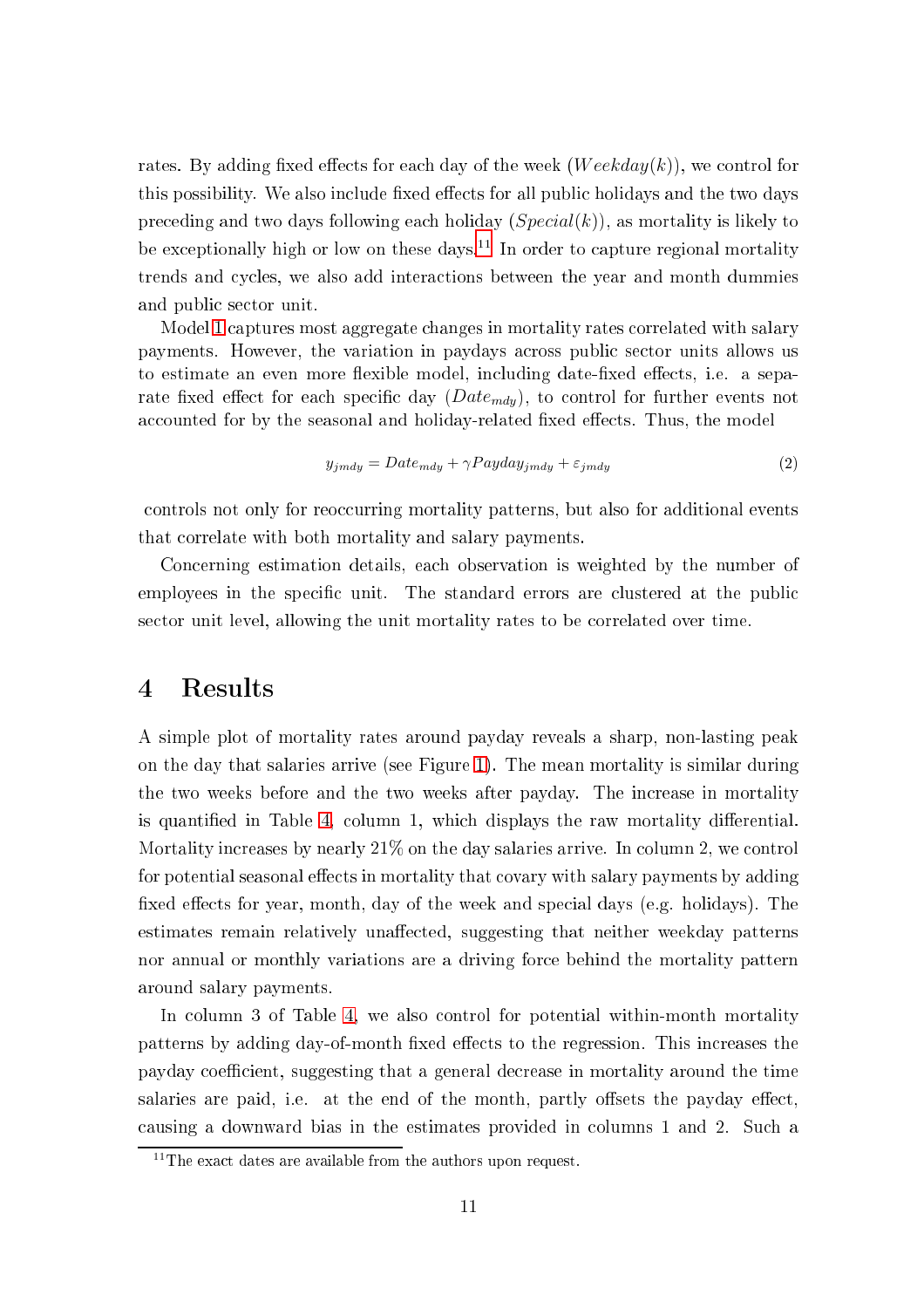rates. By adding fixed effects for each day of the week ($Weekday(k)$), we control for this possibility. We also include fixed effects for all public holidays and the two days preceding and two days following each holiday ($Special(k)$), as mortality is likely to be exceptionally high or low on these days.[11] In order to capture regional mortality trends and cycles, we also add interactions between the year and month dummies and public sector unit.

Model 1 captures most aggregate changes in mortality rates correlated with salary payments. However, the variation in paydays across public sector units allows us to estimate an even more flexible model, including date-fixed effects, i.e. a separate fixed effect for each specific day ($Date_{mdy}$), to control for further events not accounted for by the seasonal and holiday-related fixed effects. Thus, the model

$$y_{jmdy} = Date_{mdy} + \gamma Payday_{jmdy} + \varepsilon_{jmdy} \tag{2}$$

controls not only for reoccurring mortality patterns, but also for additional events that correlate with both mortality and salary payments.

Concerning estimation details, each observation is weighted by the number of employees in the specific unit. The standard errors are clustered at the public sector unit level, allowing the unit mortality rates to be correlated over time.

# 4 Results

A simple plot of mortality rates around payday reveals a sharp, non-lasting peak on the day that salaries arrive (see Figure 1). The mean mortality is similar during the two weeks before and the two weeks after payday. The increase in mortality is quantified in Table 4, column 1, which displays the raw mortality differential. Mortality increases by nearly 21% on the day salaries arrive. In column 2, we control for potential seasonal effects in mortality that covary with salary payments by adding fixed effects for year, month, day of the week and special days (e.g. holidays). The estimates remain relatively unaffected, suggesting that neither weekday patterns nor annual or monthly variations are a driving force behind the mortality pattern around salary payments.

In column 3 of Table 4, we also control for potential within-month mortality patterns by adding day-of-month fixed effects to the regression. This increases the payday coefficient, suggesting that a general decrease in mortality around the time salaries are paid, i.e. at the end of the month, partly offsets the payday effect, causing a downward bias in the estimates provided in columns 1 and 2. Such a

[11] The exact dates are available from the authors upon request.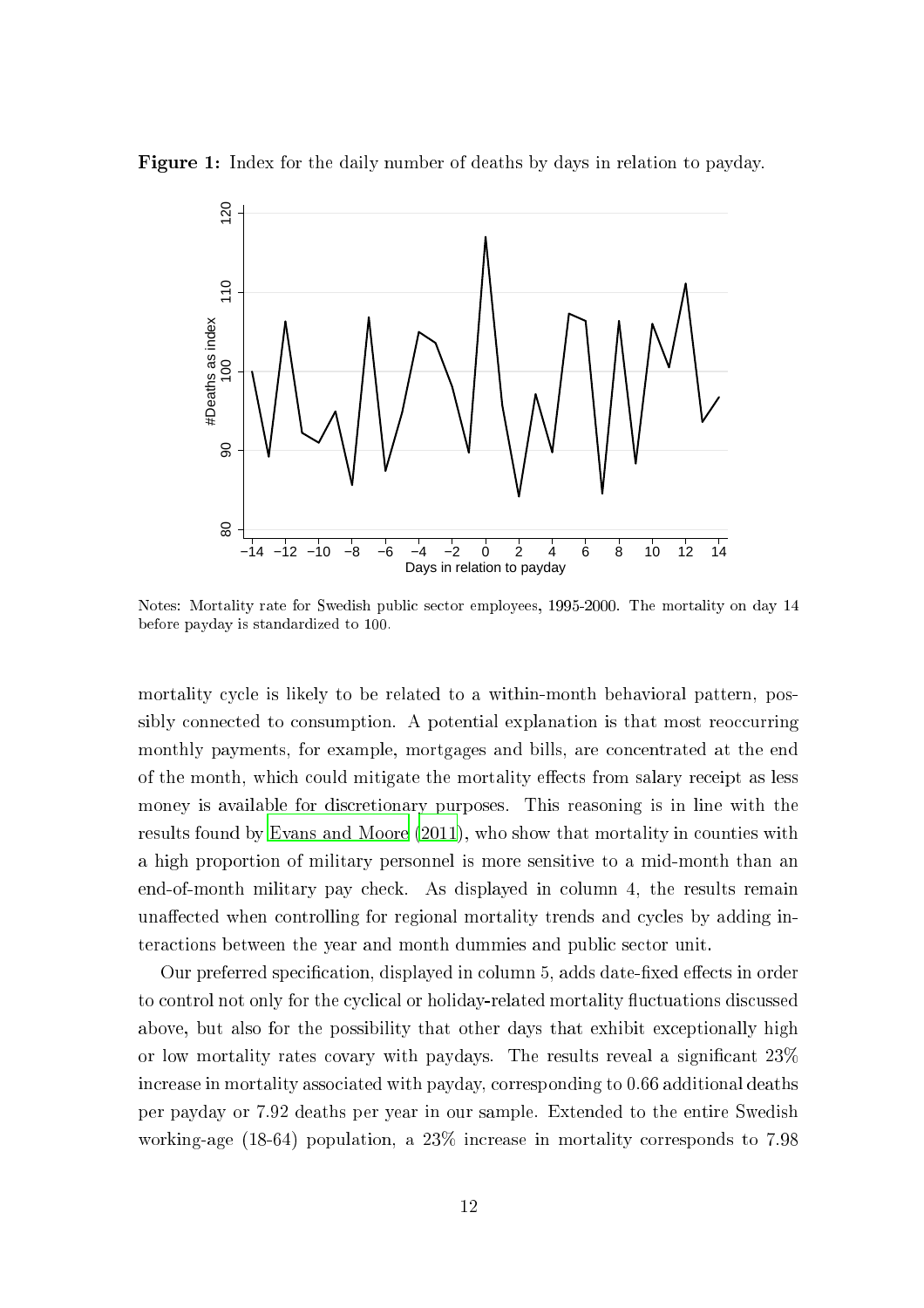**Figure 1:** Index for the daily number of deaths by days in relation to payday.

#Deaths as index

80
90
100
110
120

−14 −12 −10 −8 −6 −4 −2 0 2 4 6 8 10 12 14

Days in relation to payday

Notes: Mortality rate for Swedish public sector employees, 1995-2000. The mortality on day 14 before payday is standardized to 100.

mortality cycle is likely to be related to a within-month behavioral pattern, possibly connected to consumption. A potential explanation is that most reoccurring monthly payments, for example, mortgages and bills, are concentrated at the end of the month, which could mitigate the mortality effects from salary receipt as less money is available for discretionary purposes. This reasoning is in line with the results found by Evans and Moore (2011), who show that mortality in counties with a high proportion of military personnel is more sensitive to a mid-month than an end-of-month military pay check. As displayed in column 4, the results remain unaffected when controlling for regional mortality trends and cycles by adding interactions between the year and month dummies and public sector unit.

Our preferred specification, displayed in column 5, adds date-fixed effects in order to control not only for the cyclical or holiday-related mortality fluctuations discussed above, but also for the possibility that other days that exhibit exceptionally high or low mortality rates covary with paydays. The results reveal a significant 23% increase in mortality associated with payday, corresponding to 0.66 additional deaths per payday or 7.92 deaths per year in our sample. Extended to the entire Swedish working-age (18-64) population, a 23% increase in mortality corresponds to 7.98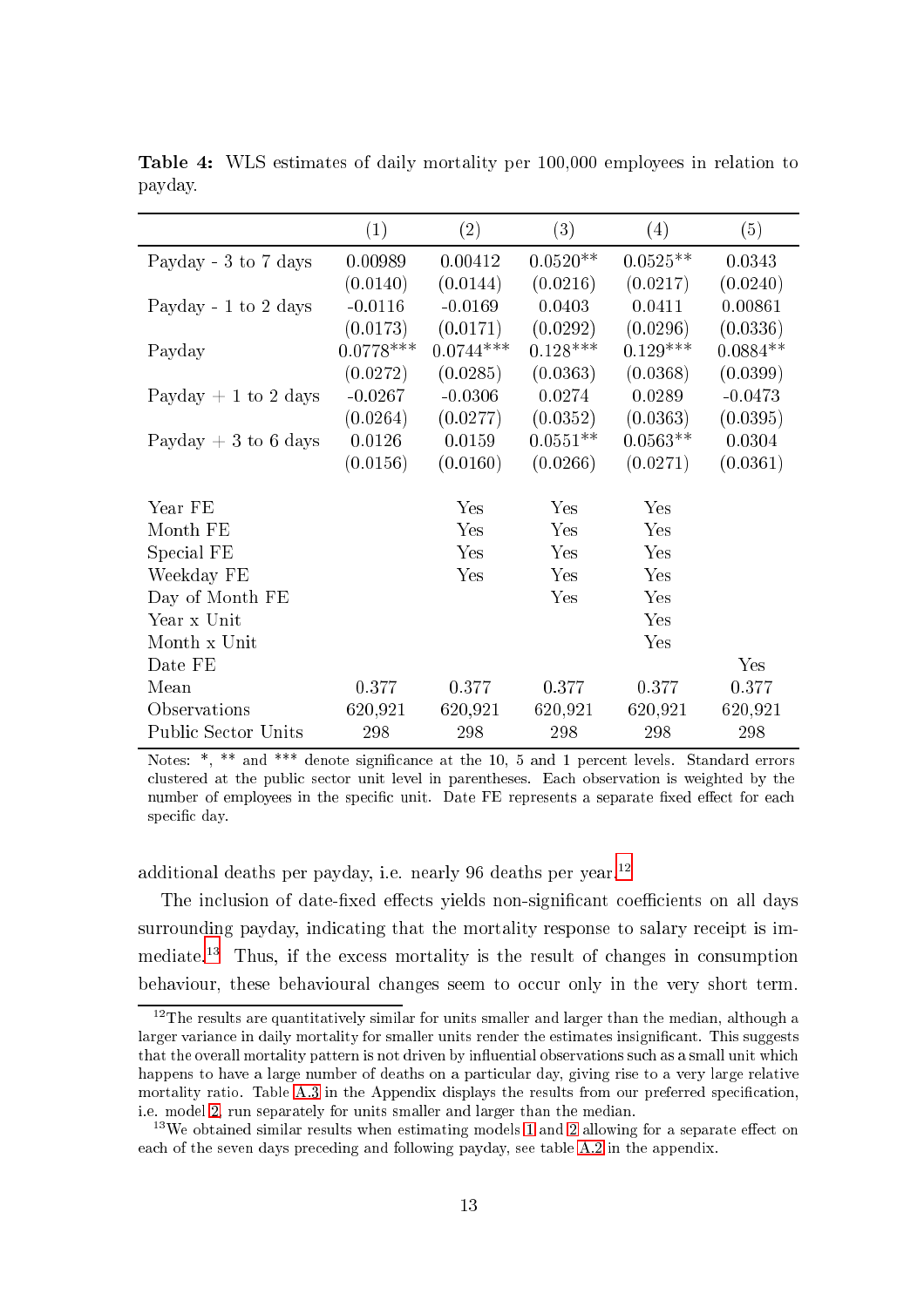**Table 4:** WLS estimates of daily mortality per 100,000 employees in relation to payday.

| | (1) | (2) | (3) | (4) | (5) |
|---|---|---|---|---|---|
| Payday - 3 to 7 days | 0.00989 | 0.00412 | 0.0520** | 0.0525** | 0.0343 |
| | (0.0140) | (0.0144) | (0.0216) | (0.0217) | (0.0240) |
| Payday - 1 to 2 days | -0.0116 | -0.0169 | 0.0403 | 0.0411 | 0.00861 |
| | (0.0173) | (0.0171) | (0.0292) | (0.0296) | (0.0336) |
| Payday | 0.0778*** | 0.0744*** | 0.128*** | 0.129*** | 0.0884** |
| | (0.0272) | (0.0285) | (0.0363) | (0.0368) | (0.0399) |
| Payday + 1 to 2 days | -0.0267 | -0.0306 | 0.0274 | 0.0289 | -0.0473 |
| | (0.0264) | (0.0277) | (0.0352) | (0.0363) | (0.0395) |
| Payday + 3 to 6 days | 0.0126 | 0.0159 | 0.0551** | 0.0563** | 0.0304 |
| | (0.0156) | (0.0160) | (0.0266) | (0.0271) | (0.0361) |
| Year FE | | Yes | Yes | Yes | |
| Month FE | | Yes | Yes | Yes | |
| Special FE | | Yes | Yes | Yes | |
| Weekday FE | | Yes | Yes | Yes | |
| Day of Month FE | | | Yes | Yes | |
| Year x Unit | | | | Yes | |
| Month x Unit | | | | Yes | |
| Date FE | | | | | Yes |
| Mean | 0.377 | 0.377 | 0.377 | 0.377 | 0.377 |
| Observations | 620,921 | 620,921 | 620,921 | 620,921 | 620,921 |
| Public Sector Units | 298 | 298 | 298 | 298 | 298 |

Notes: *, ** and *** denote significance at the 10, 5 and 1 percent levels. Standard errors clustered at the public sector unit level in parentheses. Each observation is weighted by the number of employees in the specific unit. Date FE represents a separate fixed effect for each specific day.

additional deaths per payday, i.e. nearly 96 deaths per year.[12]

The inclusion of date-fixed effects yields non-significant coefficients on all days surrounding payday, indicating that the mortality response to salary receipt is immediate.[13] Thus, if the excess mortality is the result of changes in consumption behaviour, these behavioural changes seem to occur only in the very short term.

[12] The results are quantitatively similar for units smaller and larger than the median, although a larger variance in daily mortality for smaller units render the estimates insignificant. This suggests that the overall mortality pattern is not driven by influential observations such as a small unit which happens to have a large number of deaths on a particular day, giving rise to a very large relative mortality ratio. Table A.3 in the Appendix displays the results from our preferred specification, i.e. model 2, run separately for units smaller and larger than the median.

[13] We obtained similar results when estimating models 1 and 2 allowing for a separate effect on each of the seven days preceding and following payday, see table A.2 in the appendix.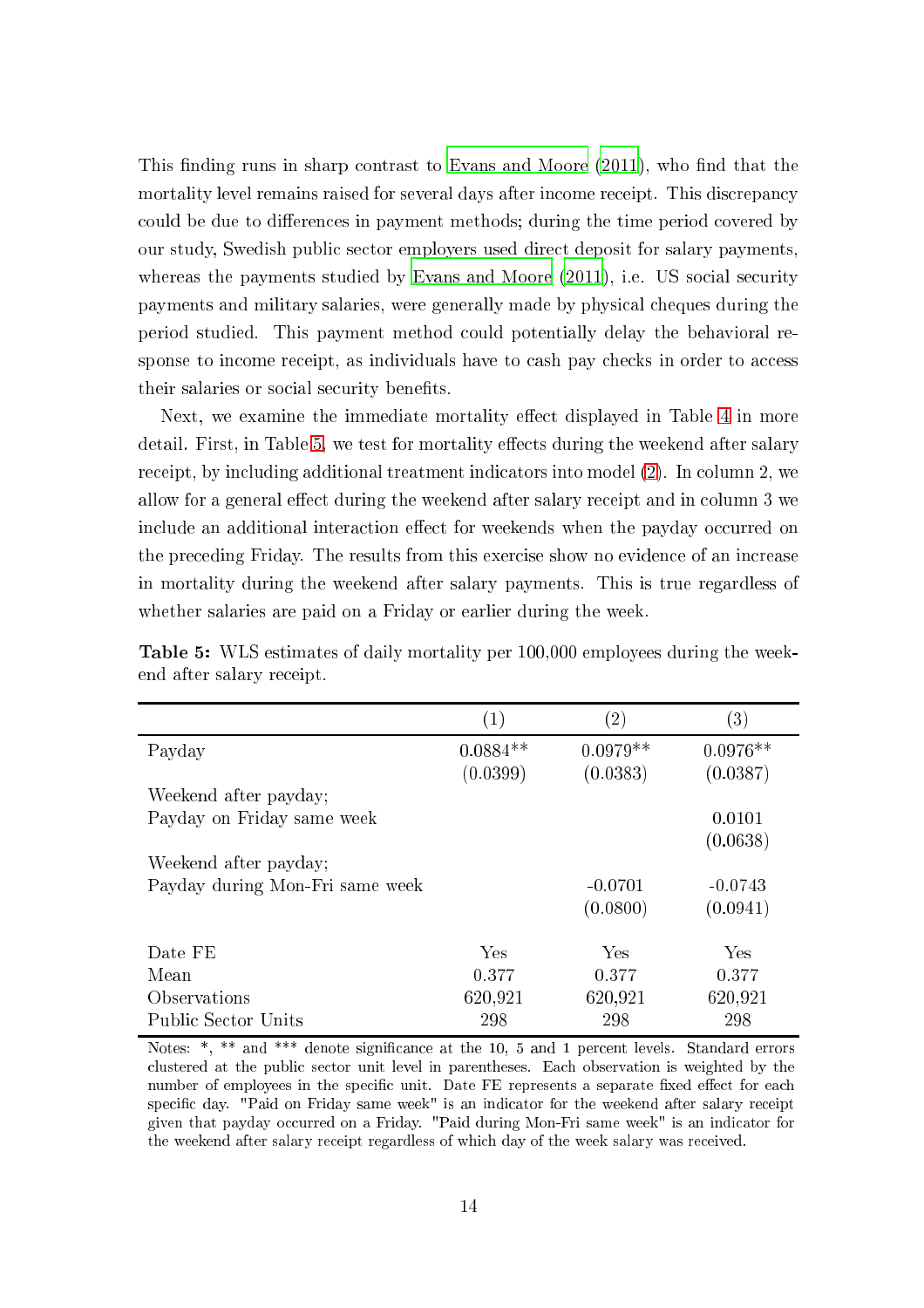This finding runs in sharp contrast to Evans and Moore (2011), who find that the mortality level remains raised for several days after income receipt. This discrepancy could be due to differences in payment methods; during the time period covered by our study, Swedish public sector employers used direct deposit for salary payments, whereas the payments studied by Evans and Moore (2011), i.e. US social security payments and military salaries, were generally made by physical cheques during the period studied. This payment method could potentially delay the behavioral response to income receipt, as individuals have to cash pay checks in order to access their salaries or social security benefits.

Next, we examine the immediate mortality effect displayed in Table 4 in more detail. First, in Table 5, we test for mortality effects during the weekend after salary receipt, by including additional treatment indicators into model (2). In column 2, we allow for a general effect during the weekend after salary receipt and in column 3 we include an additional interaction effect for weekends when the payday occurred on the preceding Friday. The results from this exercise show no evidence of an increase in mortality during the weekend after salary payments. This is true regardless of whether salaries are paid on a Friday or earlier during the week.

**Table 5:** WLS estimates of daily mortality per 100,000 employees during the weekend after salary receipt.

| | (1) | (2) | (3) |
|---|---|---|---|
| Payday | 0.0884** | 0.0979** | 0.0976** |
| | (0.0399) | (0.0383) | (0.0387) |
| Weekend after payday; Payday on Friday same week | | | 0.0101 |
| | | | (0.0638) |
| Weekend after payday; Payday during Mon-Fri same week | | -0.0701 | -0.0743 |
| | | (0.0800) | (0.0941) |
| Date FE | Yes | Yes | Yes |
| Mean | 0.377 | 0.377 | 0.377 |
| Observations | 620,921 | 620,921 | 620,921 |
| Public Sector Units | 298 | 298 | 298 |

Notes: *, ** and *** denote significance at the 10, 5 and 1 percent levels. Standard errors clustered at the public sector unit level in parentheses. Each observation is weighted by the number of employees in the specific unit. Date FE represents a separate fixed effect for each specific day. "Paid on Friday same week" is an indicator for the weekend after salary receipt given that payday occurred on a Friday. "Paid during Mon-Fri same week" is an indicator for the weekend after salary receipt regardless of which day of the week salary was received.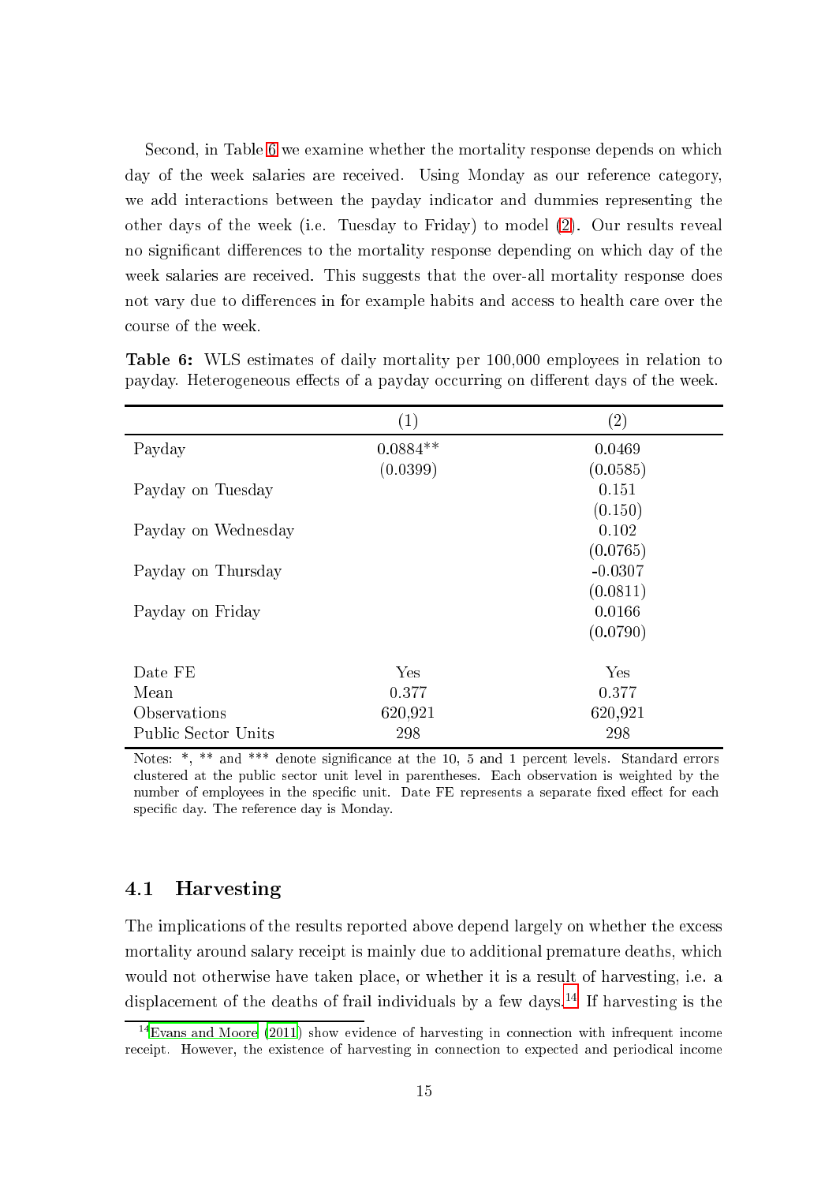Second, in Table 6 we examine whether the mortality response depends on which day of the week salaries are received. Using Monday as our reference category, we add interactions between the payday indicator and dummies representing the other days of the week (i.e. Tuesday to Friday) to model (2). Our results reveal no significant differences to the mortality response depending on which day of the week salaries are received. This suggests that the over-all mortality response does not vary due to differences in for example habits and access to health care over the course of the week.

**Table 6:** WLS estimates of daily mortality per 100,000 employees in relation to payday. Heterogeneous effects of a payday occurring on different days of the week.

| | (1) | (2) |
|---|---|---|
| Payday | 0.0884** | 0.0469 |
| | (0.0399) | (0.0585) |
| Payday on Tuesday | | 0.151 |
| | | (0.150) |
| Payday on Wednesday | | 0.102 |
| | | (0.0765) |
| Payday on Thursday | | -0.0307 |
| | | (0.0811) |
| Payday on Friday | | 0.0166 |
| | | (0.0790) |
| Date FE | Yes | Yes |
| Mean | 0.377 | 0.377 |
| Observations | 620,921 | 620,921 |
| Public Sector Units | 298 | 298 |

Notes: *, ** and *** denote significance at the 10, 5 and 1 percent levels. Standard errors clustered at the public sector unit level in parentheses. Each observation is weighted by the number of employees in the specific unit. Date FE represents a separate fixed effect for each specific day. The reference day is Monday.

## 4.1 Harvesting

The implications of the results reported above depend largely on whether the excess mortality around salary receipt is mainly due to additional premature deaths, which would not otherwise have taken place, or whether it is a result of harvesting, i.e. a displacement of the deaths of frail individuals by a few days.[14] If harvesting is the

[14] Evans and Moore (2011) show evidence of harvesting in connection with infrequent income receipt. However, the existence of harvesting in connection to expected and periodical income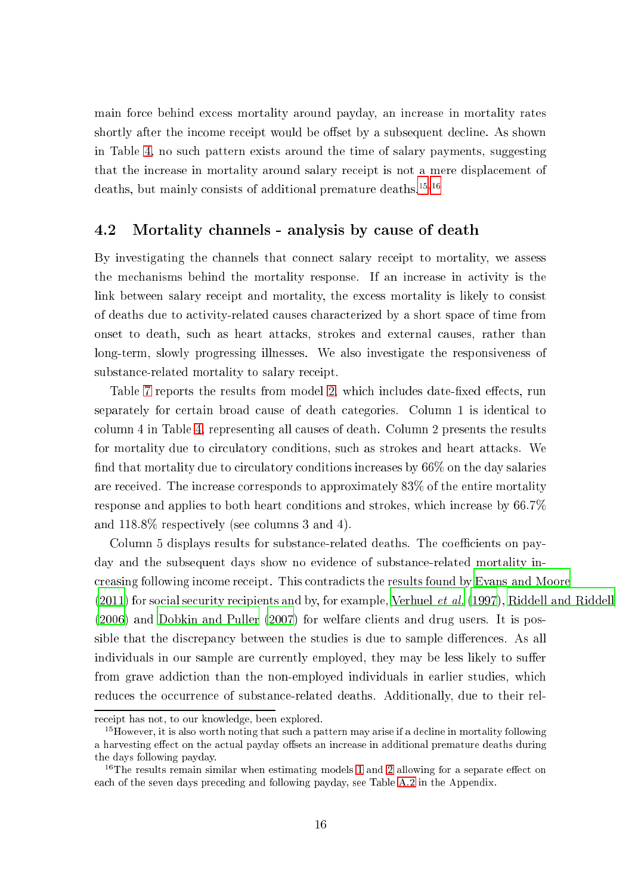main force behind excess mortality around payday, an increase in mortality rates shortly after the income receipt would be offset by a subsequent decline. As shown in Table 4, no such pattern exists around the time of salary payments, suggesting that the increase in mortality around salary receipt is not a mere displacement of deaths, but mainly consists of additional premature deaths.[15],[16]

### 4.2 Mortality channels - analysis by cause of death

By investigating the channels that connect salary receipt to mortality, we assess the mechanisms behind the mortality response. If an increase in activity is the link between salary receipt and mortality, the excess mortality is likely to consist of deaths due to activity-related causes characterized by a short space of time from onset to death, such as heart attacks, strokes and external causes, rather than long-term, slowly progressing illnesses. We also investigate the responsiveness of substance-related mortality to salary receipt.

Table 7 reports the results from model 2, which includes date-fixed effects, run separately for certain broad cause of death categories. Column 1 is identical to column 4 in Table 4, representing all causes of death. Column 2 presents the results for mortality due to circulatory conditions, such as strokes and heart attacks. We find that mortality due to circulatory conditions increases by 66% on the day salaries are received. The increase corresponds to approximately 83% of the entire mortality response and applies to both heart conditions and strokes, which increase by 66.7% and 118.8% respectively (see columns 3 and 4).

Column 5 displays results for substance-related deaths. The coefficients on payday and the subsequent days show no evidence of substance-related mortality increasing following income receipt. This contradicts the results found by Evans and Moore (2011) for social security recipients and by, for example, Verhuel *et al.* (1997), Riddell and Riddell (2006) and Dobkin and Puller (2007) for welfare clients and drug users. It is possible that the discrepancy between the studies is due to sample differences. As all individuals in our sample are currently employed, they may be less likely to suffer from grave addiction than the non-employed individuals in earlier studies, which reduces the occurrence of substance-related deaths. Additionally, due to their rel-

receipt has not, to our knowledge, been explored.

[15] However, it is also worth noting that such a pattern may arise if a decline in mortality following a harvesting effect on the actual payday offsets an increase in additional premature deaths during the days following payday.

[16] The results remain similar when estimating models 1 and 2 allowing for a separate effect on each of the seven days preceding and following payday, see Table A.2 in the Appendix.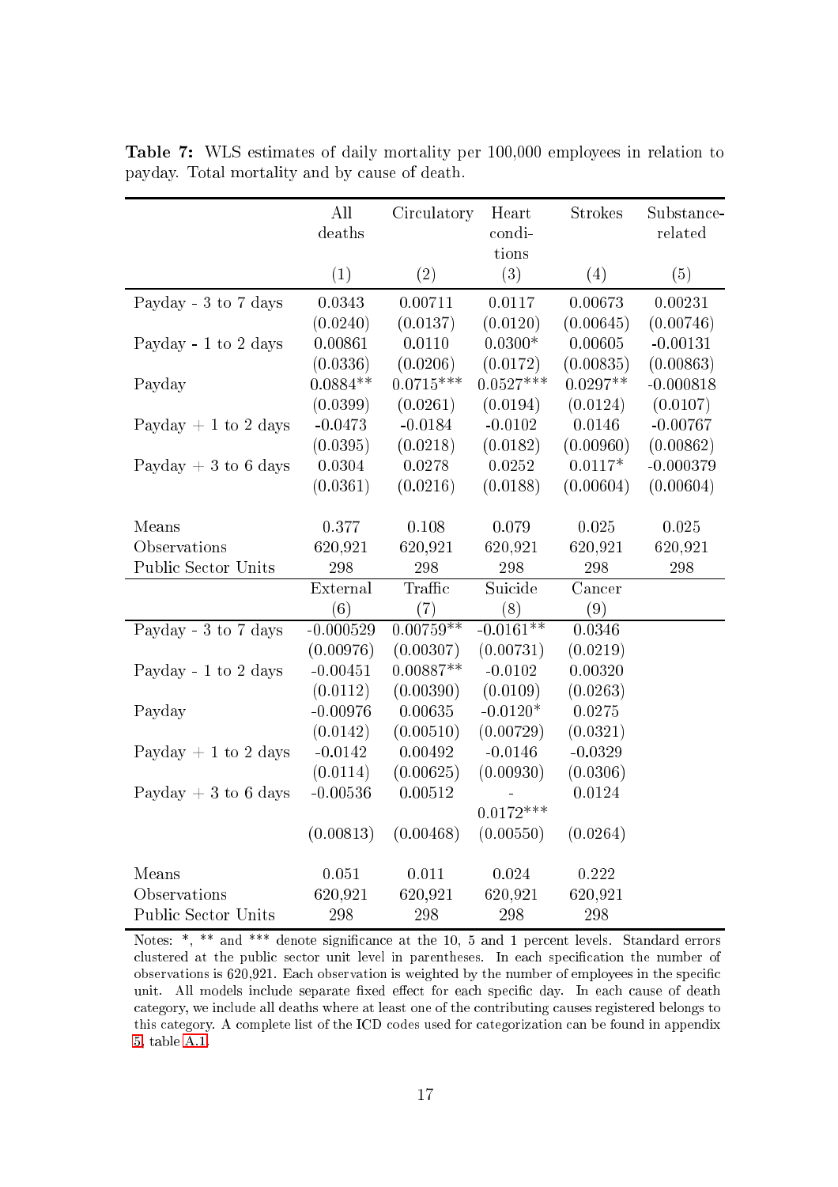**Table 7:** WLS estimates of daily mortality per 100,000 employees in relation to payday. Total mortality and by cause of death.

| | All deaths | Circulatory | Heart conditions | Strokes | Substance-related |
|---|---|---|---|---|---|
| | (1) | (2) | (3) | (4) | (5) |
| Payday - 3 to 7 days | 0.0343 | 0.00711 | 0.0117 | 0.00673 | 0.00231 |
| | (0.0240) | (0.0137) | (0.0120) | (0.00645) | (0.00746) |
| Payday - 1 to 2 days | 0.00861 | 0.0110 | 0.0300* | 0.00605 | -0.00131 |
| | (0.0336) | (0.0206) | (0.0172) | (0.00835) | (0.00863) |
| Payday | 0.0884** | 0.0715*** | 0.0527*** | 0.0297** | -0.000818 |
| | (0.0399) | (0.0261) | (0.0194) | (0.0124) | (0.0107) |
| Payday + 1 to 2 days | -0.0473 | -0.0184 | -0.0102 | 0.0146 | -0.00767 |
| | (0.0395) | (0.0218) | (0.0182) | (0.00960) | (0.00862) |
| Payday + 3 to 6 days | 0.0304 | 0.0278 | 0.0252 | 0.0117* | -0.000379 |
| | (0.0361) | (0.0216) | (0.0188) | (0.00604) | (0.00604) |
| Means | 0.377 | 0.108 | 0.079 | 0.025 | 0.025 |
| Observations | 620,921 | 620,921 | 620,921 | 620,921 | 620,921 |
| Public Sector Units | 298 | 298 | 298 | 298 | 298 |
| | External | Traffic | Suicide | Cancer | |
| | (6) | (7) | (8) | (9) | |
| Payday - 3 to 7 days | -0.000529 | 0.00759** | -0.0161** | 0.0346 | |
| | (0.00976) | (0.00307) | (0.00731) | (0.0219) | |
| Payday - 1 to 2 days | -0.00451 | 0.00887** | -0.0102 | 0.00320 | |
| | (0.0112) | (0.00390) | (0.0109) | (0.0263) | |
| Payday | -0.00976 | 0.00635 | -0.0120* | 0.0275 | |
| | (0.0142) | (0.00510) | (0.00729) | (0.0321) | |
| Payday + 1 to 2 days | -0.0142 | 0.00492 | -0.0146 | -0.0329 | |
| | (0.0114) | (0.00625) | (0.00930) | (0.0306) | |
| Payday + 3 to 6 days | -0.00536 | 0.00512 | -0.0172*** | 0.0124 | |
| | (0.00813) | (0.00468) | (0.00550) | (0.0264) | |
| Means | 0.051 | 0.011 | 0.024 | 0.222 | |
| Observations | 620,921 | 620,921 | 620,921 | 620,921 | |
| Public Sector Units | 298 | 298 | 298 | 298 | |

Notes: *, ** and *** denote significance at the 10, 5 and 1 percent levels. Standard errors clustered at the public sector unit level in parentheses. In each specification the number of observations is 620,921. Each observation is weighted by the number of employees in the specific unit. All models include separate fixed effect for each specific day. In each cause of death category, we include all deaths where at least one of the contributing causes registered belongs to this category. A complete list of the ICD codes used for categorization can be found in appendix 5, table A.1.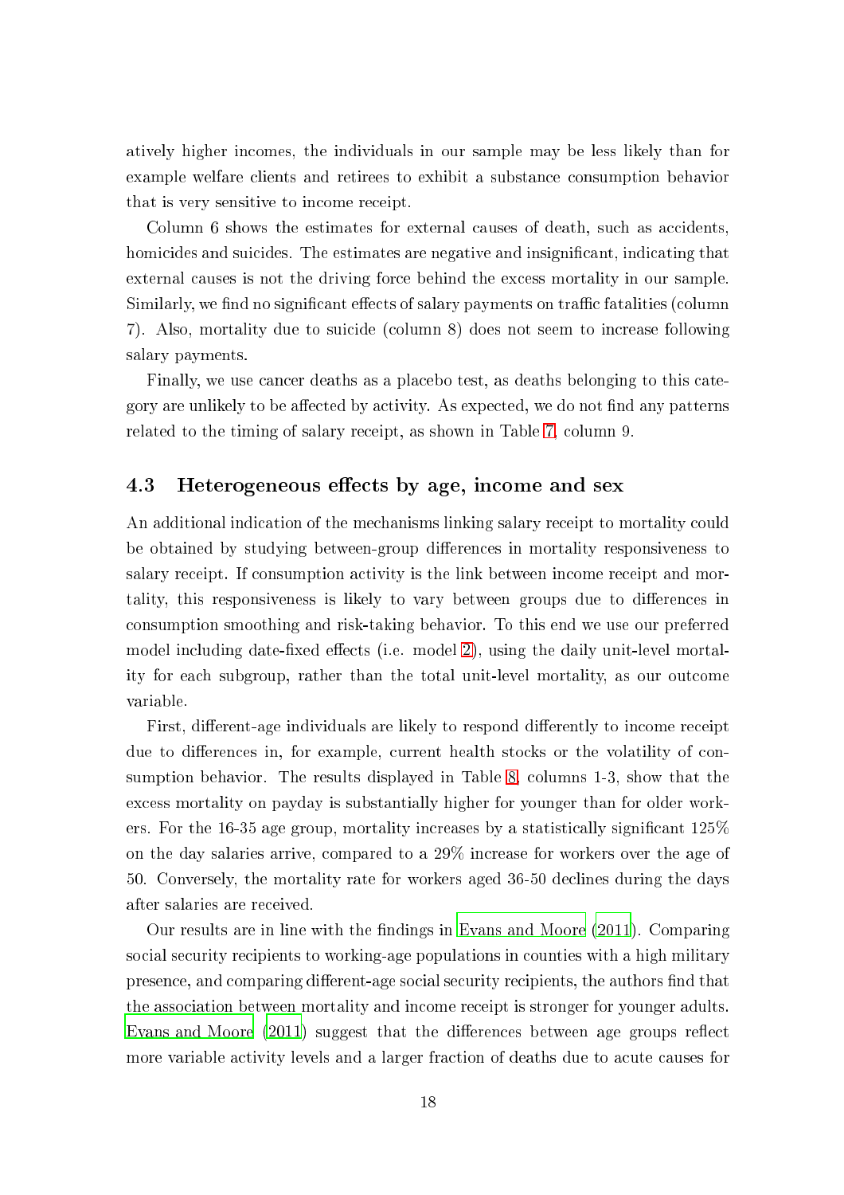atively higher incomes, the individuals in our sample may be less likely than for example welfare clients and retirees to exhibit a substance consumption behavior that is very sensitive to income receipt.

Column 6 shows the estimates for external causes of death, such as accidents, homicides and suicides. The estimates are negative and insignificant, indicating that external causes is not the driving force behind the excess mortality in our sample. Similarly, we find no significant effects of salary payments on traffic fatalities (column 7). Also, mortality due to suicide (column 8) does not seem to increase following salary payments.

Finally, we use cancer deaths as a placebo test, as deaths belonging to this category are unlikely to be affected by activity. As expected, we do not find any patterns related to the timing of salary receipt, as shown in Table 7, column 9.

### 4.3 Heterogeneous effects by age, income and sex

An additional indication of the mechanisms linking salary receipt to mortality could be obtained by studying between-group differences in mortality responsiveness to salary receipt. If consumption activity is the link between income receipt and mortality, this responsiveness is likely to vary between groups due to differences in consumption smoothing and risk-taking behavior. To this end we use our preferred model including date-fixed effects (i.e. model 2), using the daily unit-level mortality for each subgroup, rather than the total unit-level mortality, as our outcome variable.

First, different-age individuals are likely to respond differently to income receipt due to differences in, for example, current health stocks or the volatility of consumption behavior. The results displayed in Table 8, columns 1-3, show that the excess mortality on payday is substantially higher for younger than for older workers. For the 16-35 age group, mortality increases by a statistically significant 125% on the day salaries arrive, compared to a 29% increase for workers over the age of 50. Conversely, the mortality rate for workers aged 36-50 declines during the days after salaries are received.

Our results are in line with the findings in Evans and Moore (2011). Comparing social security recipients to working-age populations in counties with a high military presence, and comparing different-age social security recipients, the authors find that the association between mortality and income receipt is stronger for younger adults. Evans and Moore (2011) suggest that the differences between age groups reflect more variable activity levels and a larger fraction of deaths due to acute causes for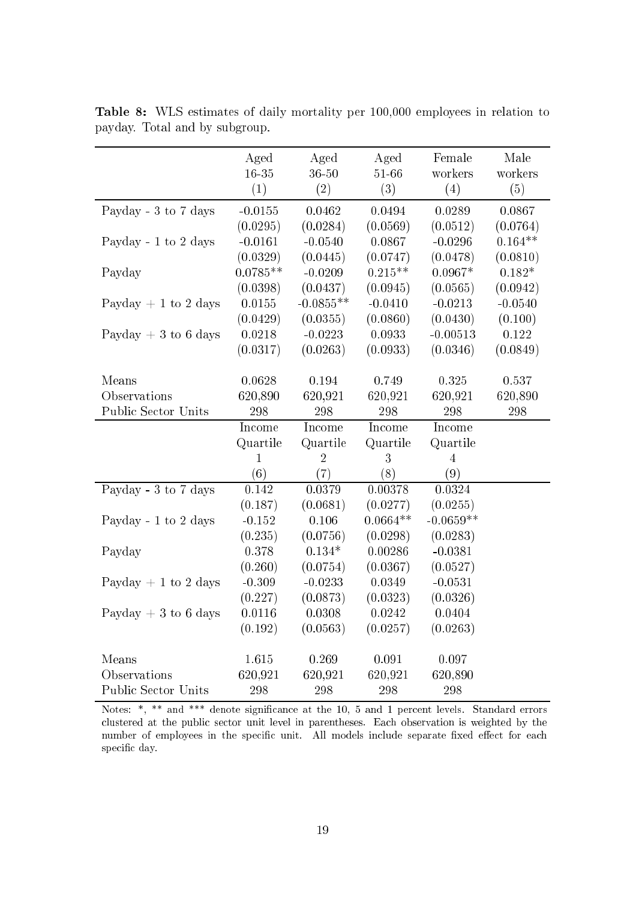**Table 8:** WLS estimates of daily mortality per 100,000 employees in relation to payday. Total and by subgroup.

| | Aged 16-35 (1) | Aged 36-50 (2) | Aged 51-66 (3) | Female workers (4) | Male workers (5) |
|---|---|---|---|---|---|
| Payday - 3 to 7 days | -0.0155 | 0.0462 | 0.0494 | 0.0289 | 0.0867 |
| | (0.0295) | (0.0284) | (0.0569) | (0.0512) | (0.0764) |
| Payday - 1 to 2 days | -0.0161 | -0.0540 | 0.0867 | -0.0296 | 0.164** |
| | (0.0329) | (0.0445) | (0.0747) | (0.0478) | (0.0810) |
| Payday | 0.0785** | -0.0209 | 0.215** | 0.0967* | 0.182* |
| | (0.0398) | (0.0437) | (0.0945) | (0.0565) | (0.0942) |
| Payday + 1 to 2 days | 0.0155 | -0.0855** | -0.0410 | -0.0213 | -0.0540 |
| | (0.0429) | (0.0355) | (0.0860) | (0.0430) | (0.100) |
| Payday + 3 to 6 days | 0.0218 | -0.0223 | 0.0933 | -0.00513 | 0.122 |
| | (0.0317) | (0.0263) | (0.0933) | (0.0346) | (0.0849) |
| Means | 0.0628 | 0.194 | 0.749 | 0.325 | 0.537 |
| Observations | 620,890 | 620,921 | 620,921 | 620,921 | 620,890 |
| Public Sector Units | 298 | 298 | 298 | 298 | 298 |
| | Income Quartile 1 (6) | Income Quartile 2 (7) | Income Quartile 3 (8) | Income Quartile 4 (9) | |
| Payday - 3 to 7 days | 0.142 | 0.0379 | 0.00378 | 0.0324 | |
| | (0.187) | (0.0681) | (0.0277) | (0.0255) | |
| Payday - 1 to 2 days | -0.152 | 0.106 | 0.0664** | -0.0659** | |
| | (0.235) | (0.0756) | (0.0298) | (0.0283) | |
| Payday | 0.378 | 0.134* | 0.00286 | -0.0381 | |
| | (0.260) | (0.0754) | (0.0367) | (0.0527) | |
| Payday + 1 to 2 days | -0.309 | -0.0233 | 0.0349 | -0.0531 | |
| | (0.227) | (0.0873) | (0.0323) | (0.0326) | |
| Payday + 3 to 6 days | 0.0116 | 0.0308 | 0.0242 | 0.0404 | |
| | (0.192) | (0.0563) | (0.0257) | (0.0263) | |
| Means | 1.615 | 0.269 | 0.091 | 0.097 | |
| Observations | 620,921 | 620,921 | 620,921 | 620,890 | |
| Public Sector Units | 298 | 298 | 298 | 298 | |

Notes: *, ** and *** denote significance at the 10, 5 and 1 percent levels. Standard errors clustered at the public sector unit level in parentheses. Each observation is weighted by the number of employees in the specific unit. All models include separate fixed effect for each specific day.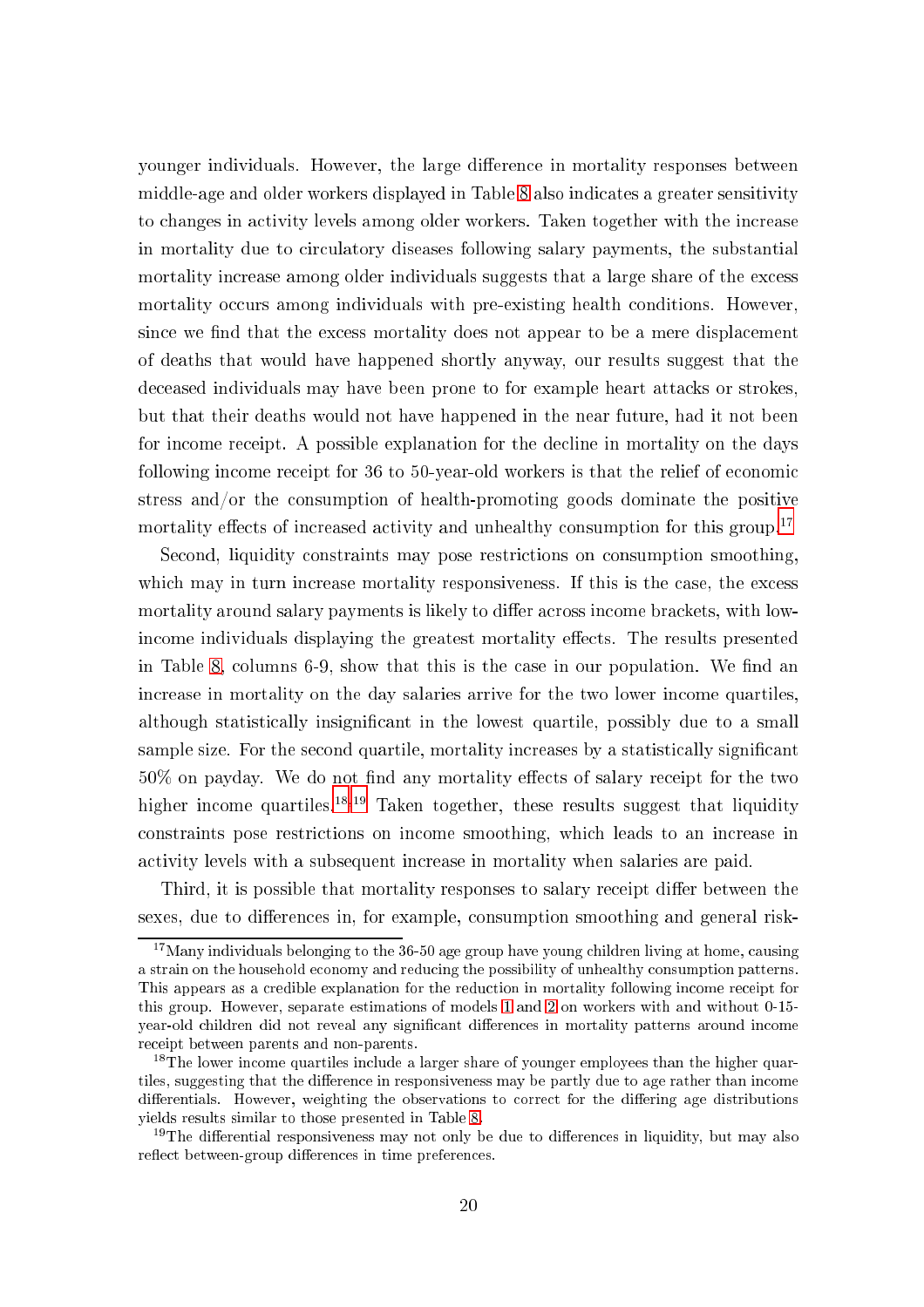younger individuals. However, the large difference in mortality responses between middle-age and older workers displayed in Table 8 also indicates a greater sensitivity to changes in activity levels among older workers. Taken together with the increase in mortality due to circulatory diseases following salary payments, the substantial mortality increase among older individuals suggests that a large share of the excess mortality occurs among individuals with pre-existing health conditions. However, since we find that the excess mortality does not appear to be a mere displacement of deaths that would have happened shortly anyway, our results suggest that the deceased individuals may have been prone to for example heart attacks or strokes, but that their deaths would not have happened in the near future, had it not been for income receipt. A possible explanation for the decline in mortality on the days following income receipt for 36 to 50-year-old workers is that the relief of economic stress and/or the consumption of health-promoting goods dominate the positive mortality effects of increased activity and unhealthy consumption for this group.[17]

Second, liquidity constraints may pose restrictions on consumption smoothing, which may in turn increase mortality responsiveness. If this is the case, the excess mortality around salary payments is likely to differ across income brackets, with low-income individuals displaying the greatest mortality effects. The results presented in Table 8, columns 6-9, show that this is the case in our population. We find an increase in mortality on the day salaries arrive for the two lower income quartiles, although statistically insignificant in the lowest quartile, possibly due to a small sample size. For the second quartile, mortality increases by a statistically significant 50% on payday. We do not find any mortality effects of salary receipt for the two higher income quartiles.[18] [19] Taken together, these results suggest that liquidity constraints pose restrictions on income smoothing, which leads to an increase in activity levels with a subsequent increase in mortality when salaries are paid.

Third, it is possible that mortality responses to salary receipt differ between the sexes, due to differences in, for example, consumption smoothing and general risk-

[17] Many individuals belonging to the 36-50 age group have young children living at home, causing a strain on the household economy and reducing the possibility of unhealthy consumption patterns. This appears as a credible explanation for the reduction in mortality following income receipt for this group. However, separate estimations of models 1 and 2 on workers with and without 0-15-year-old children did not reveal any significant differences in mortality patterns around income receipt between parents and non-parents.

[18] The lower income quartiles include a larger share of younger employees than the higher quartiles, suggesting that the difference in responsiveness may be partly due to age rather than income differentials. However, weighting the observations to correct for the differing age distributions yields results similar to those presented in Table 8.

[19] The differential responsiveness may not only be due to differences in liquidity, but may also reflect between-group differences in time preferences.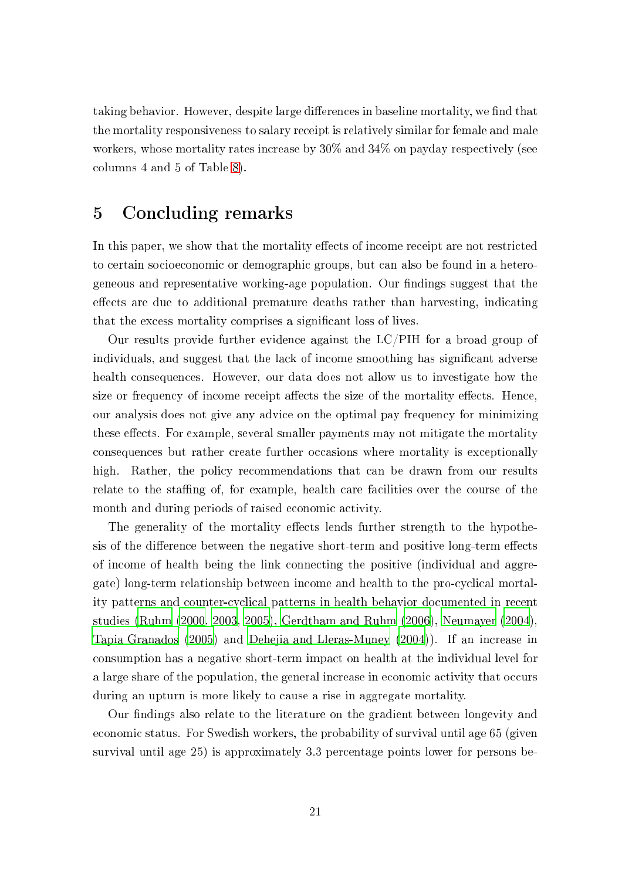taking behavior. However, despite large differences in baseline mortality, we find that the mortality responsiveness to salary receipt is relatively similar for female and male workers, whose mortality rates increase by 30% and 34% on payday respectively (see columns 4 and 5 of Table 8).

# 5 Concluding remarks

In this paper, we show that the mortality effects of income receipt are not restricted to certain socioeconomic or demographic groups, but can also be found in a heterogeneous and representative working-age population. Our findings suggest that the effects are due to additional premature deaths rather than harvesting, indicating that the excess mortality comprises a significant loss of lives.

Our results provide further evidence against the LC/PIH for a broad group of individuals, and suggest that the lack of income smoothing has significant adverse health consequences. However, our data does not allow us to investigate how the size or frequency of income receipt affects the size of the mortality effects. Hence, our analysis does not give any advice on the optimal pay frequency for minimizing these effects. For example, several smaller payments may not mitigate the mortality consequences but rather create further occasions where mortality is exceptionally high. Rather, the policy recommendations that can be drawn from our results relate to the staffing of, for example, health care facilities over the course of the month and during periods of raised economic activity.

The generality of the mortality effects lends further strength to the hypothesis of the difference between the negative short-term and positive long-term effects of income of health being the link connecting the positive (individual and aggregate) long-term relationship between income and health to the pro-cyclical mortality patterns and counter-cyclical patterns in health behavior documented in recent studies (Ruhm (2000, 2003, 2005), Gerdtham and Ruhm (2006), Neumayer (2004), Tapia Granados (2005) and Dehejia and Lleras-Muney (2004)). If an increase in consumption has a negative short-term impact on health at the individual level for a large share of the population, the general increase in economic activity that occurs during an upturn is more likely to cause a rise in aggregate mortality.

Our findings also relate to the literature on the gradient between longevity and economic status. For Swedish workers, the probability of survival until age 65 (given survival until age 25) is approximately 3.3 percentage points lower for persons be-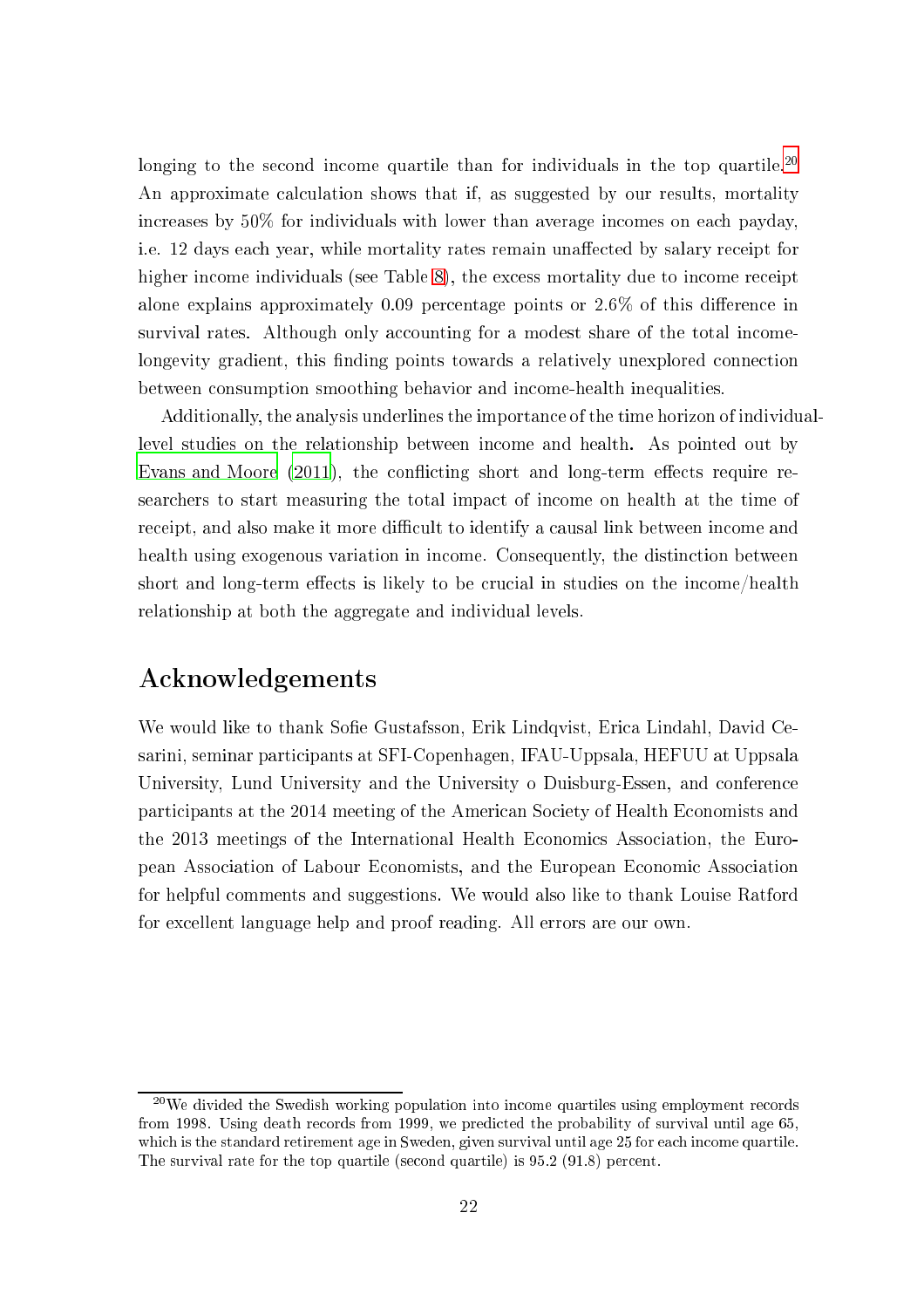longing to the second income quartile than for individuals in the top quartile.[20] An approximate calculation shows that if, as suggested by our results, mortality increases by 50% for individuals with lower than average incomes on each payday, i.e. 12 days each year, while mortality rates remain unaffected by salary receipt for higher income individuals (see Table 8), the excess mortality due to income receipt alone explains approximately 0.09 percentage points or 2.6% of this difference in survival rates. Although only accounting for a modest share of the total income-longevity gradient, this finding points towards a relatively unexplored connection between consumption smoothing behavior and income-health inequalities.

Additionally, the analysis underlines the importance of the time horizon of individual-level studies on the relationship between income and health. As pointed out by Evans and Moore (2011), the conflicting short and long-term effects require researchers to start measuring the total impact of income on health at the time of receipt, and also make it more difficult to identify a causal link between income and health using exogenous variation in income. Consequently, the distinction between short and long-term effects is likely to be crucial in studies on the income/health relationship at both the aggregate and individual levels.

## Acknowledgements

We would like to thank Sofie Gustafsson, Erik Lindqvist, Erica Lindahl, David Cesarini, seminar participants at SFI-Copenhagen, IFAU-Uppsala, HEFUU at Uppsala University, Lund University and the University o Duisburg-Essen, and conference participants at the 2014 meeting of the American Society of Health Economists and the 2013 meetings of the International Health Economics Association, the European Association of Labour Economists, and the European Economic Association for helpful comments and suggestions. We would also like to thank Louise Ratford for excellent language help and proof reading. All errors are our own.

---

[20] We divided the Swedish working population into income quartiles using employment records from 1998. Using death records from 1999, we predicted the probability of survival until age 65, which is the standard retirement age in Sweden, given survival until age 25 for each income quartile. The survival rate for the top quartile (second quartile) is 95.2 (91.8) percent.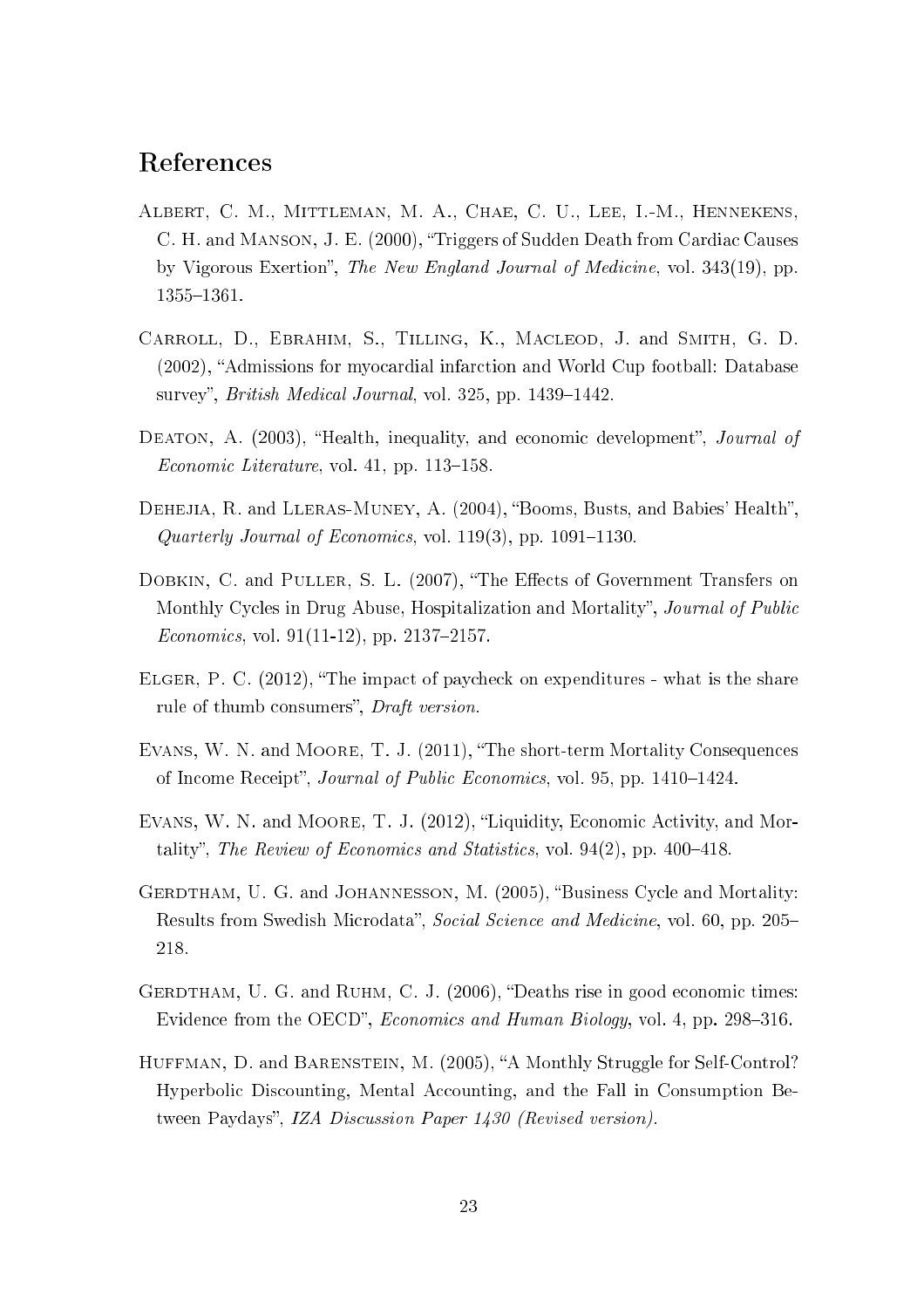# References

Albert, C. M., Mittleman, M. A., Chae, C. U., Lee, I.-M., Hennekens, C. H. and Manson, J. E. (2000), "Triggers of Sudden Death from Cardiac Causes by Vigorous Exertion", *The New England Journal of Medicine*, vol. 343(19), pp. 1355–1361.

Carroll, D., Ebrahim, S., Tilling, K., Macleod, J. and Smith, G. D. (2002), "Admissions for myocardial infarction and World Cup football: Database survey", *British Medical Journal*, vol. 325, pp. 1439–1442.

Deaton, A. (2003), "Health, inequality, and economic development", *Journal of Economic Literature*, vol. 41, pp. 113–158.

Dehejia, R. and Lleras-Muney, A. (2004), "Booms, Busts, and Babies' Health", *Quarterly Journal of Economics*, vol. 119(3), pp. 1091–1130.

Dobkin, C. and Puller, S. L. (2007), "The Effects of Government Transfers on Monthly Cycles in Drug Abuse, Hospitalization and Mortality", *Journal of Public Economics*, vol. 91(11-12), pp. 2137–2157.

Elger, P. C. (2012), "The impact of paycheck on expenditures - what is the share rule of thumb consumers", *Draft version.*

Evans, W. N. and Moore, T. J. (2011), "The short-term Mortality Consequences of Income Receipt", *Journal of Public Economics*, vol. 95, pp. 1410–1424.

Evans, W. N. and Moore, T. J. (2012), "Liquidity, Economic Activity, and Mortality", *The Review of Economics and Statistics*, vol. 94(2), pp. 400–418.

Gerdtham, U. G. and Johannesson, M. (2005), "Business Cycle and Mortality: Results from Swedish Microdata", *Social Science and Medicine*, vol. 60, pp. 205–218.

Gerdtham, U. G. and Ruhm, C. J. (2006), "Deaths rise in good economic times: Evidence from the OECD", *Economics and Human Biology*, vol. 4, pp. 298–316.

Huffman, D. and Barenstein, M. (2005), "A Monthly Struggle for Self-Control? Hyperbolic Discounting, Mental Accounting, and the Fall in Consumption Between Paydays", *IZA Discussion Paper 1430 (Revised version).*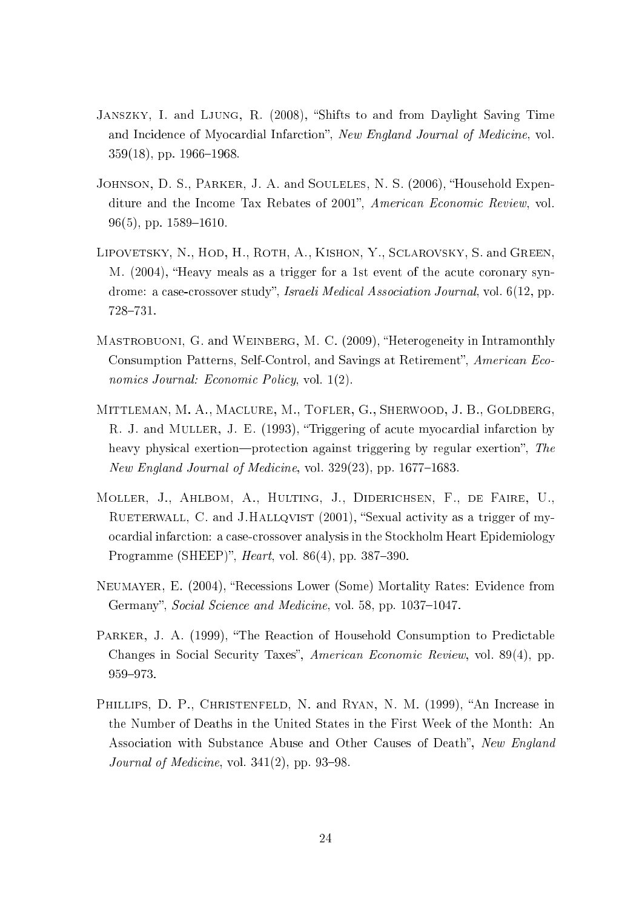Janszky, I. and Ljung, R. (2008), "Shifts to and from Daylight Saving Time and Incidence of Myocardial Infarction", *New England Journal of Medicine*, vol. 359(18), pp. 1966–1968.

Johnson, D. S., Parker, J. A. and Souleles, N. S. (2006), "Household Expenditure and the Income Tax Rebates of 2001", *American Economic Review*, vol. 96(5), pp. 1589–1610.

Lipovetsky, N., Hod, H., Roth, A., Kishon, Y., Sclarovsky, S. and Green, M. (2004), "Heavy meals as a trigger for a 1st event of the acute coronary syndrome: a case-crossover study", *Israeli Medical Association Journal*, vol. 6(12, pp. 728–731.

Mastrobuoni, G. and Weinberg, M. C. (2009), "Heterogeneity in Intramonthly Consumption Patterns, Self-Control, and Savings at Retirement", *American Economics Journal: Economic Policy*, vol. 1(2).

Mittleman, M. A., Maclure, M., Tofler, G., Sherwood, J. B., Goldberg, R. J. and Muller, J. E. (1993), "Triggering of acute myocardial infarction by heavy physical exertion—protection against triggering by regular exertion", *The New England Journal of Medicine*, vol. 329(23), pp. 1677–1683.

Moller, J., Ahlbom, A., Hulting, J., Diderichsen, F., de Faire, U., Rueterwall, C. and J.Hallqvist (2001), "Sexual activity as a trigger of myocardial infarction: a case-crossover analysis in the Stockholm Heart Epidemiology Programme (SHEEP)", *Heart*, vol. 86(4), pp. 387–390.

Neumayer, E. (2004), "Recessions Lower (Some) Mortality Rates: Evidence from Germany", *Social Science and Medicine*, vol. 58, pp. 1037–1047.

Parker, J. A. (1999), "The Reaction of Household Consumption to Predictable Changes in Social Security Taxes", *American Economic Review*, vol. 89(4), pp. 959–973.

Phillips, D. P., Christenfeld, N. and Ryan, N. M. (1999), "An Increase in the Number of Deaths in the United States in the First Week of the Month: An Association with Substance Abuse and Other Causes of Death", *New England Journal of Medicine*, vol. 341(2), pp. 93–98.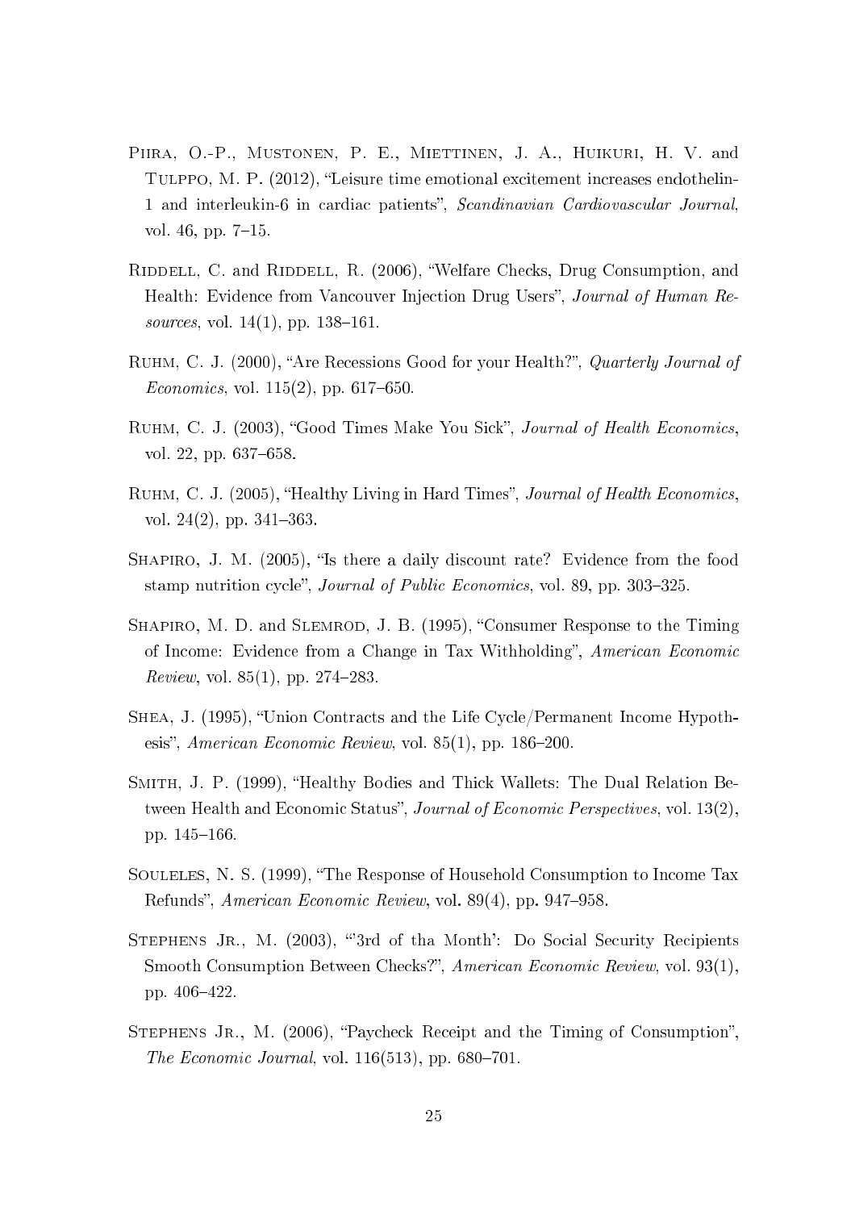Piira, O.-P., Mustonen, P. E., Miettinen, J. A., Huikuri, H. V. and Tulppo, M. P. (2012), "Leisure time emotional excitement increases endothelin-1 and interleukin-6 in cardiac patients", *Scandinavian Cardiovascular Journal*, vol. 46, pp. 7–15.

Riddell, C. and Riddell, R. (2006), "Welfare Checks, Drug Consumption, and Health: Evidence from Vancouver Injection Drug Users", *Journal of Human Resources*, vol. 14(1), pp. 138–161.

Ruhm, C. J. (2000), "Are Recessions Good for your Health?", *Quarterly Journal of Economics*, vol. 115(2), pp. 617–650.

Ruhm, C. J. (2003), "Good Times Make You Sick", *Journal of Health Economics*, vol. 22, pp. 637–658.

Ruhm, C. J. (2005), "Healthy Living in Hard Times", *Journal of Health Economics*, vol. 24(2), pp. 341–363.

Shapiro, J. M. (2005), "Is there a daily discount rate? Evidence from the food stamp nutrition cycle", *Journal of Public Economics*, vol. 89, pp. 303–325.

Shapiro, M. D. and Slemrod, J. B. (1995), "Consumer Response to the Timing of Income: Evidence from a Change in Tax Withholding", *American Economic Review*, vol. 85(1), pp. 274–283.

Shea, J. (1995), "Union Contracts and the Life Cycle/Permanent Income Hypothesis", *American Economic Review*, vol. 85(1), pp. 186–200.

Smith, J. P. (1999), "Healthy Bodies and Thick Wallets: The Dual Relation Between Health and Economic Status", *Journal of Economic Perspectives*, vol. 13(2), pp. 145–166.

Souleles, N. S. (1999), "The Response of Household Consumption to Income Tax Refunds", *American Economic Review*, vol. 89(4), pp. 947–958.

Stephens Jr., M. (2003), "'3rd of tha Month': Do Social Security Recipients Smooth Consumption Between Checks?", *American Economic Review*, vol. 93(1), pp. 406–422.

Stephens Jr., M. (2006), "Paycheck Receipt and the Timing of Consumption", *The Economic Journal*, vol. 116(513), pp. 680–701.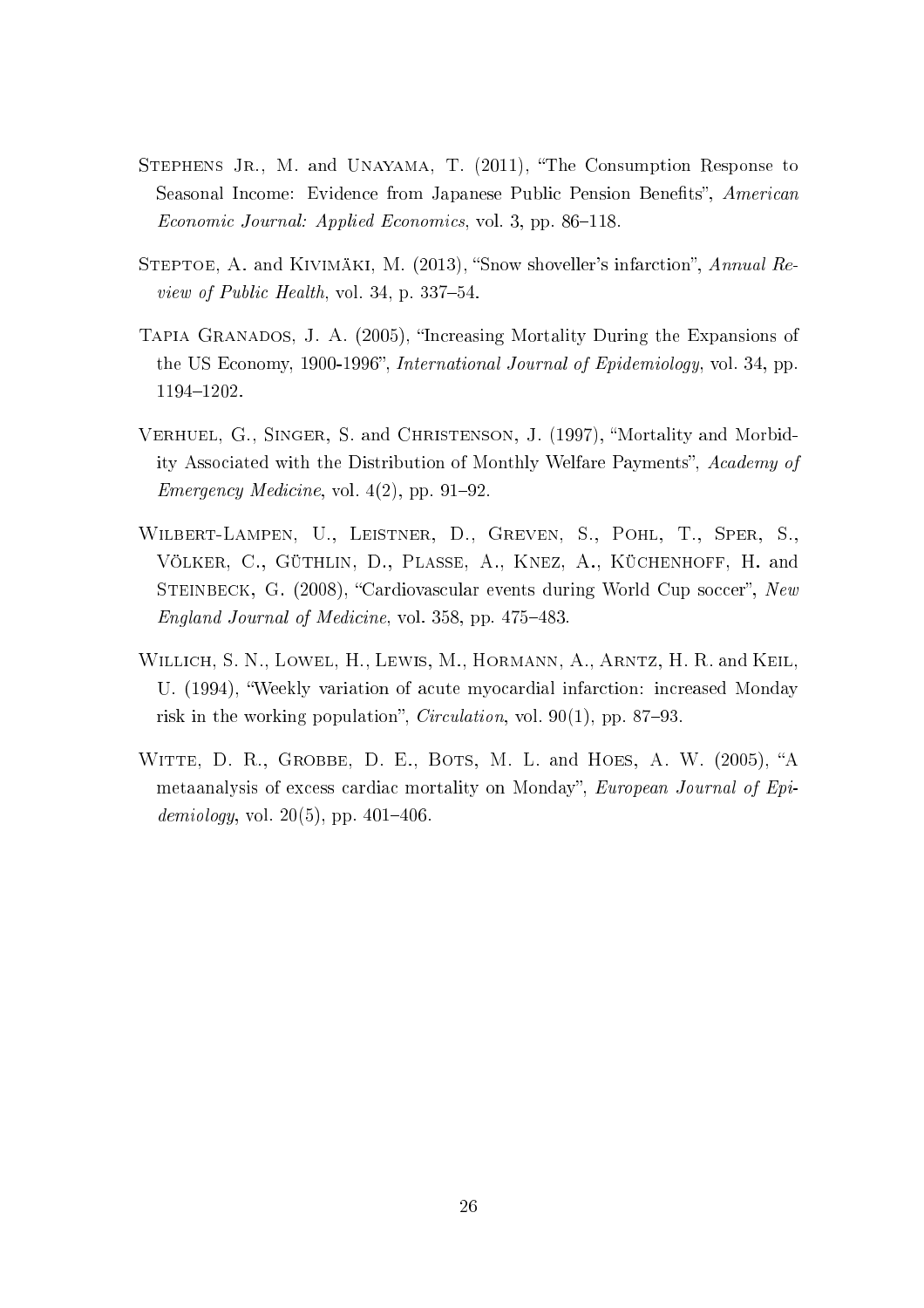Stephens Jr., M. and Unayama, T. (2011), "The Consumption Response to Seasonal Income: Evidence from Japanese Public Pension Benefits", *American Economic Journal: Applied Economics*, vol. 3, pp. 86–118.

Steptoe, A. and Kivimäki, M. (2013), "Snow shoveller's infarction", *Annual Review of Public Health*, vol. 34, p. 337–54.

Tapia Granados, J. A. (2005), "Increasing Mortality During the Expansions of the US Economy, 1900-1996", *International Journal of Epidemiology*, vol. 34, pp. 1194–1202.

Verhuel, G., Singer, S. and Christenson, J. (1997), "Mortality and Morbidity Associated with the Distribution of Monthly Welfare Payments", *Academy of Emergency Medicine*, vol. 4(2), pp. 91–92.

Wilbert-Lampen, U., Leistner, D., Greven, S., Pohl, T., Sper, S., Völker, C., Güthlin, D., Plasse, A., Knez, A., Küchenhoff, H. and Steinbeck, G. (2008), "Cardiovascular events during World Cup soccer", *New England Journal of Medicine*, vol. 358, pp. 475–483.

Willich, S. N., Lowel, H., Lewis, M., Hormann, A., Arntz, H. R. and Keil, U. (1994), "Weekly variation of acute myocardial infarction: increased Monday risk in the working population", *Circulation*, vol. 90(1), pp. 87–93.

Witte, D. R., Grobbe, D. E., Bots, M. L. and Hoes, A. W. (2005), "A metaanalysis of excess cardiac mortality on Monday", *European Journal of Epidemiology*, vol. 20(5), pp. 401–406.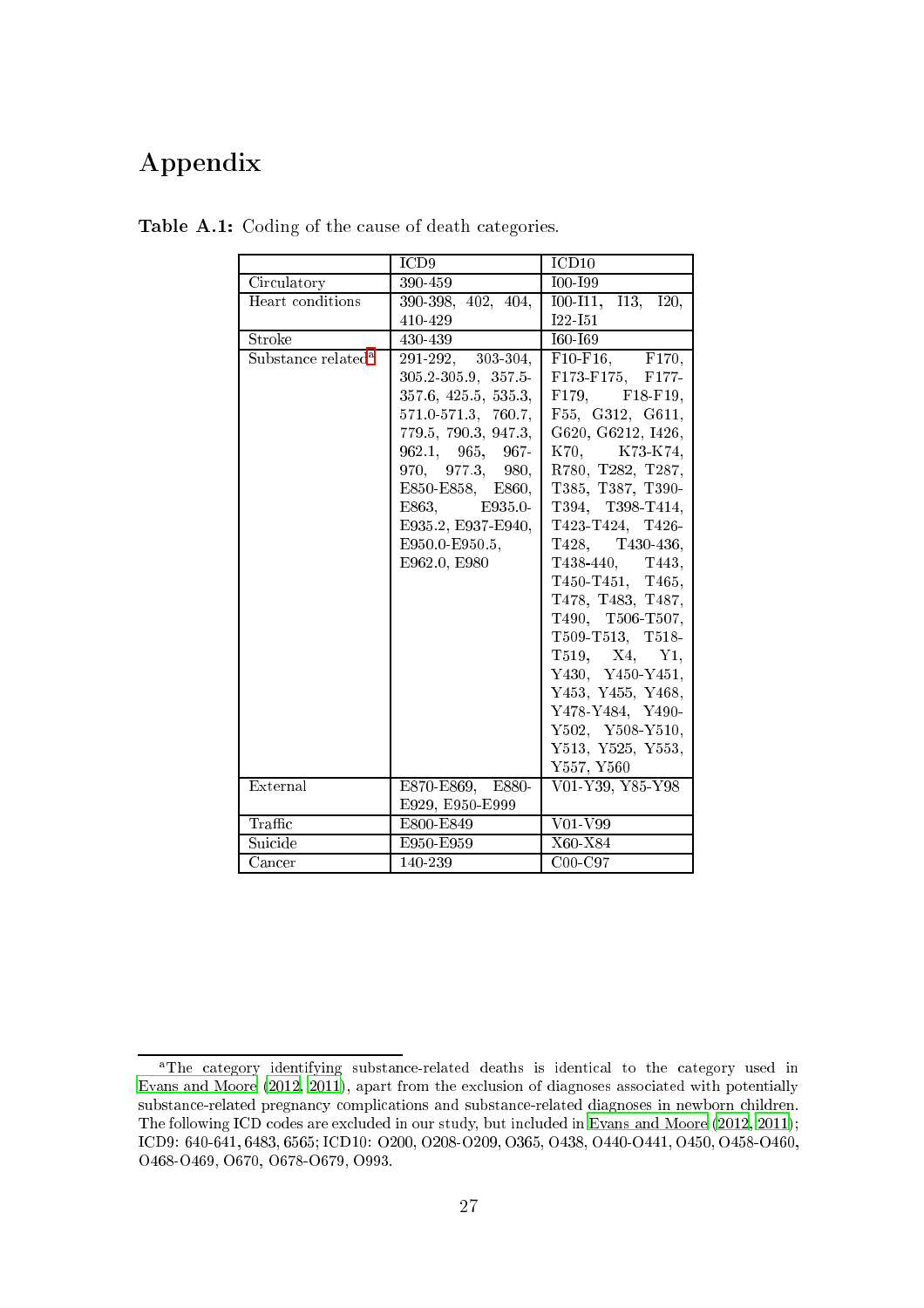# Appendix

**Table A.1:** Coding of the cause of death categories.

| | ICD9 | ICD10 |
|---|---|---|
| Circulatory | 390-459 | I00-I99 |
| Heart conditions | 390-398, 402, 404, 410-429 | I00-I11, I13, I20, I22-I51 |
| Stroke | 430-439 | I60-I69 |
| Substance related[a] | 291-292, 303-304, 305.2-305.9, 357.5-357.6, 425.5, 535.3, 571.0-571.3, 760.7, 779.5, 790.3, 947.3, 962.1, 965, 967-970, 977.3, 980, E850-E858, E860, E863, E935.0-E935.2, E937-E940, E950.0-E950.5, E962.0, E980 | F10-F16, F170, F173-F175, F177-F179, F18-F19, F55, G312, G611, G620, G6212, I426, K70, K73-K74, R780, T282, T287, T385, T387, T390-T394, T398-T414, T423-T424, T426-T428, T430-436, T438-440, T443, T450-T451, T465, T478, T483, T487, T490, T506-T507, T509-T513, T518-T519, X4, Y1, Y430, Y450-Y451, Y453, Y455, Y468, Y478-Y484, Y490-Y502, Y508-Y510, Y513, Y525, Y553, Y557, Y560 |
| External | E870-E869, E880-E929, E950-E999 | V01-Y39, Y85-Y98 |
| Traffic | E800-E849 | V01-V99 |
| Suicide | E950-E959 | X60-X84 |
| Cancer | 140-239 | C00-C97 |

[a] The category identifying substance-related deaths is identical to the category used in Evans and Moore (2012, 2011), apart from the exclusion of diagnoses associated with potentially substance-related pregnancy complications and substance-related diagnoses in newborn children. The following ICD codes are excluded in our study, but included in Evans and Moore (2012, 2011); ICD9: 640-641, 6483, 6565; ICD10: O200, O208-O209, O365, O438, O440-O441, O450, O458-O460, O468-O469, O670, O678-O679, O993.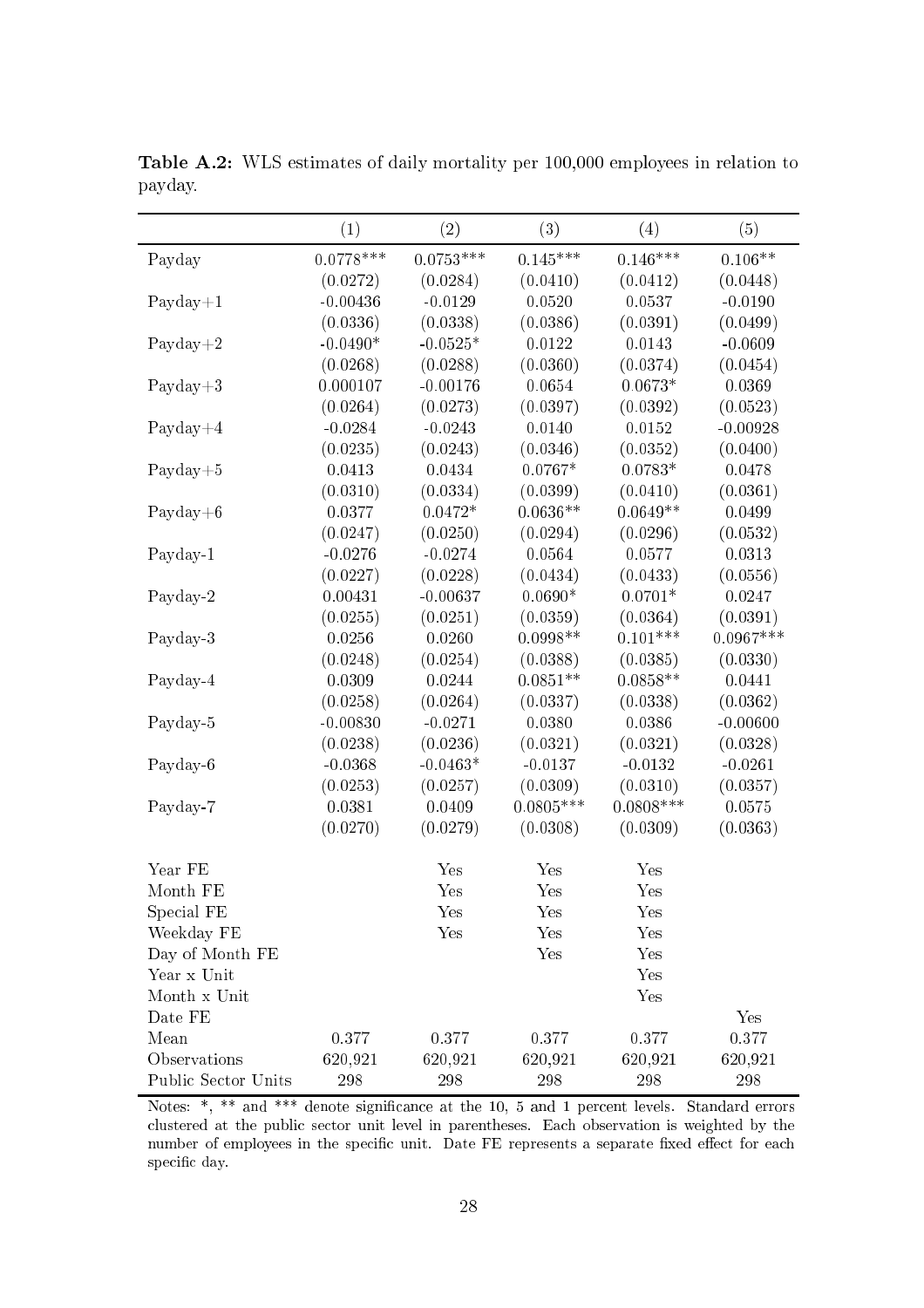**Table A.2:** WLS estimates of daily mortality per 100,000 employees in relation to payday.

| | (1) | (2) | (3) | (4) | (5) |
|---|---|---|---|---|---|
| Payday | 0.0778*** | 0.0753*** | 0.145*** | 0.146*** | 0.106** |
| | (0.0272) | (0.0284) | (0.0410) | (0.0412) | (0.0448) |
| Payday+1 | -0.00436 | -0.0129 | 0.0520 | 0.0537 | -0.0190 |
| | (0.0336) | (0.0338) | (0.0386) | (0.0391) | (0.0499) |
| Payday+2 | -0.0490* | -0.0525* | 0.0122 | 0.0143 | -0.0609 |
| | (0.0268) | (0.0288) | (0.0360) | (0.0374) | (0.0454) |
| Payday+3 | 0.000107 | -0.00176 | 0.0654 | 0.0673* | 0.0369 |
| | (0.0264) | (0.0273) | (0.0397) | (0.0392) | (0.0523) |
| Payday+4 | -0.0284 | -0.0243 | 0.0140 | 0.0152 | -0.00928 |
| | (0.0235) | (0.0243) | (0.0346) | (0.0352) | (0.0400) |
| Payday+5 | 0.0413 | 0.0434 | 0.0767* | 0.0783* | 0.0478 |
| | (0.0310) | (0.0334) | (0.0399) | (0.0410) | (0.0361) |
| Payday+6 | 0.0377 | 0.0472* | 0.0636** | 0.0649** | 0.0499 |
| | (0.0247) | (0.0250) | (0.0294) | (0.0296) | (0.0532) |
| Payday-1 | -0.0276 | -0.0274 | 0.0564 | 0.0577 | 0.0313 |
| | (0.0227) | (0.0228) | (0.0434) | (0.0433) | (0.0556) |
| Payday-2 | 0.00431 | -0.00637 | 0.0690* | 0.0701* | 0.0247 |
| | (0.0255) | (0.0251) | (0.0359) | (0.0364) | (0.0391) |
| Payday-3 | 0.0256 | 0.0260 | 0.0998** | 0.101*** | 0.0967*** |
| | (0.0248) | (0.0254) | (0.0388) | (0.0385) | (0.0330) |
| Payday-4 | 0.0309 | 0.0244 | 0.0851** | 0.0858** | 0.0441 |
| | (0.0258) | (0.0264) | (0.0337) | (0.0338) | (0.0362) |
| Payday-5 | -0.00830 | -0.0271 | 0.0380 | 0.0386 | -0.00600 |
| | (0.0238) | (0.0236) | (0.0321) | (0.0321) | (0.0328) |
| Payday-6 | -0.0368 | -0.0463* | -0.0137 | -0.0132 | -0.0261 |
| | (0.0253) | (0.0257) | (0.0309) | (0.0310) | (0.0357) |
| Payday-7 | 0.0381 | 0.0409 | 0.0805*** | 0.0808*** | 0.0575 |
| | (0.0270) | (0.0279) | (0.0308) | (0.0309) | (0.0363) |
| Year FE | | Yes | Yes | Yes | |
| Month FE | | Yes | Yes | Yes | |
| Special FE | | Yes | Yes | Yes | |
| Weekday FE | | Yes | Yes | Yes | |
| Day of Month FE | | | Yes | Yes | |
| Year x Unit | | | | Yes | |
| Month x Unit | | | | Yes | |
| Date FE | | | | | Yes |
| Mean | 0.377 | 0.377 | 0.377 | 0.377 | 0.377 |
| Observations | 620,921 | 620,921 | 620,921 | 620,921 | 620,921 |
| Public Sector Units | 298 | 298 | 298 | 298 | 298 |

Notes: *, ** and *** denote significance at the 10, 5 and 1 percent levels. Standard errors clustered at the public sector unit level in parentheses. Each observation is weighted by the number of employees in the specific unit. Date FE represents a separate fixed effect for each specific day.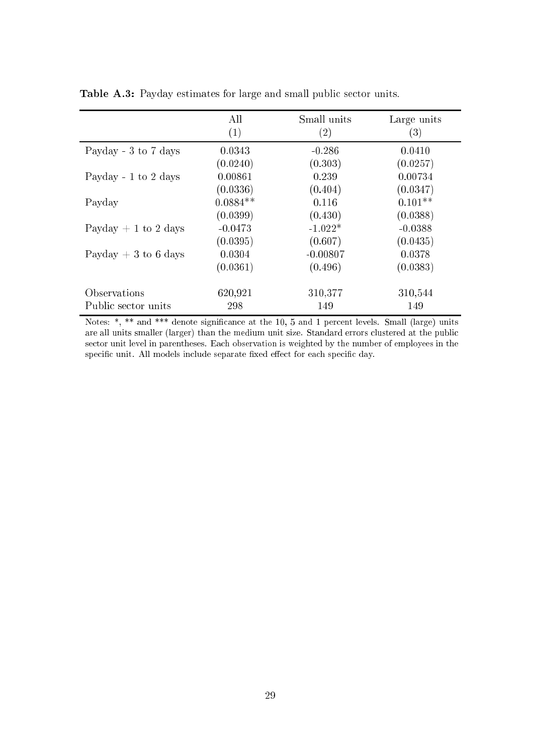**Table A.3:** Payday estimates for large and small public sector units.

| | All<br>(1) | Small units<br>(2) | Large units<br>(3) |
|---|---|---|---|
| Payday - 3 to 7 days | 0.0343 | -0.286 | 0.0410 |
| | (0.0240) | (0.303) | (0.0257) |
| Payday - 1 to 2 days | 0.00861 | 0.239 | 0.00734 |
| | (0.0336) | (0.404) | (0.0347) |
| Payday | 0.0884** | 0.116 | 0.101** |
| | (0.0399) | (0.430) | (0.0388) |
| Payday + 1 to 2 days | -0.0473 | -1.022* | -0.0388 |
| | (0.0395) | (0.607) | (0.0435) |
| Payday + 3 to 6 days | 0.0304 | -0.00807 | 0.0378 |
| | (0.0361) | (0.496) | (0.0383) |
| Observations | 620,921 | 310,377 | 310,544 |
| Public sector units | 298 | 149 | 149 |

Notes: *, ** and *** denote significance at the 10, 5 and 1 percent levels. Small (large) units are all units smaller (larger) than the medium unit size. Standard errors clustered at the public sector unit level in parentheses. Each observation is weighted by the number of employees in the specific unit. All models include separate fixed effect for each specific day.